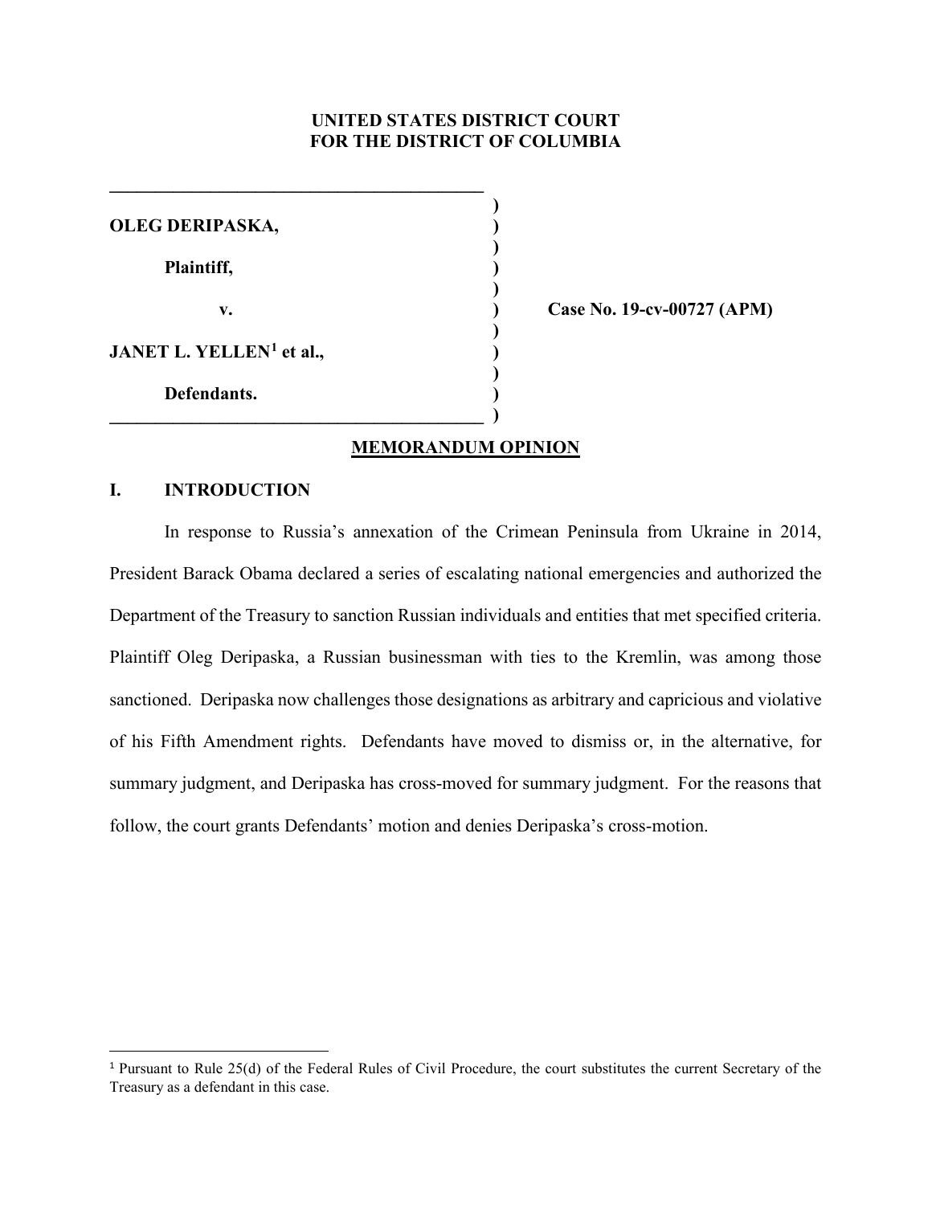**UNITED STATES DISTRICT COURT**
**FOR THE DISTRICT OF COLUMBIA**

**OLEG DERIPASKA,**

**Plaintiff,**

**v.**

**JANET L. YELLEN[1] et al.,**

**Defendants.**

**Case No. 19-cv-00727 (APM)**

**MEMORANDUM OPINION**

## I. INTRODUCTION

In response to Russia's annexation of the Crimean Peninsula from Ukraine in 2014, President Barack Obama declared a series of escalating national emergencies and authorized the Department of the Treasury to sanction Russian individuals and entities that met specified criteria. Plaintiff Oleg Deripaska, a Russian businessman with ties to the Kremlin, was among those sanctioned. Deripaska now challenges those designations as arbitrary and capricious and violative of his Fifth Amendment rights. Defendants have moved to dismiss or, in the alternative, for summary judgment, and Deripaska has cross-moved for summary judgment. For the reasons that follow, the court grants Defendants' motion and denies Deripaska's cross-motion.

---

[1] Pursuant to Rule 25(d) of the Federal Rules of Civil Procedure, the court substitutes the current Secretary of the Treasury as a defendant in this case.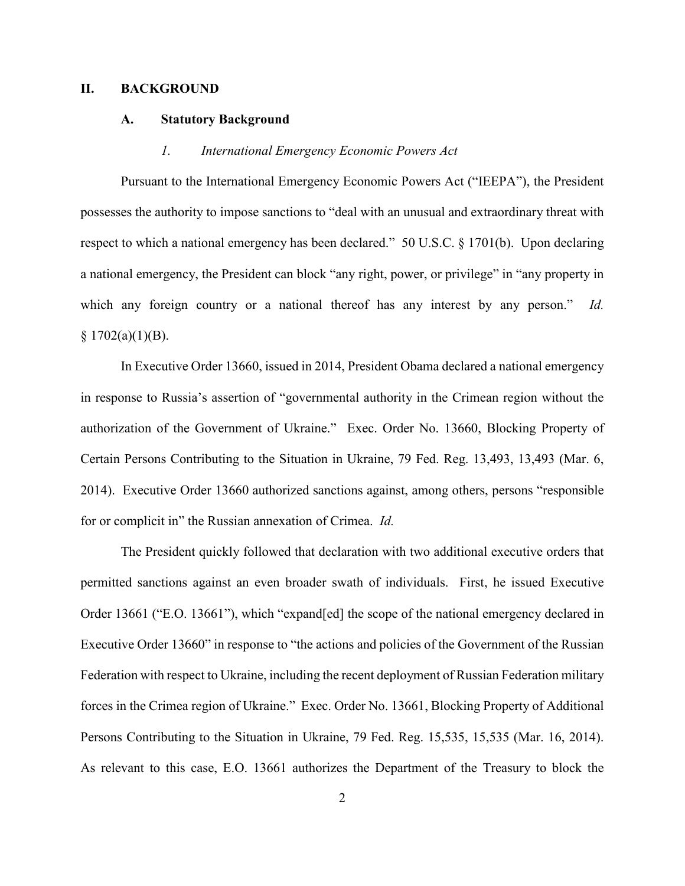## II. BACKGROUND

### A. Statutory Background

#### *1. International Emergency Economic Powers Act*

Pursuant to the International Emergency Economic Powers Act ("IEEPA"), the President possesses the authority to impose sanctions to "deal with an unusual and extraordinary threat with respect to which a national emergency has been declared." 50 U.S.C. § 1701(b). Upon declaring a national emergency, the President can block "any right, power, or privilege" in "any property in which any foreign country or a national thereof has any interest by any person." *Id.* § 1702(a)(1)(B).

In Executive Order 13660, issued in 2014, President Obama declared a national emergency in response to Russia's assertion of "governmental authority in the Crimean region without the authorization of the Government of Ukraine." Exec. Order No. 13660, Blocking Property of Certain Persons Contributing to the Situation in Ukraine, 79 Fed. Reg. 13,493, 13,493 (Mar. 6, 2014). Executive Order 13660 authorized sanctions against, among others, persons "responsible for or complicit in" the Russian annexation of Crimea. *Id.*

The President quickly followed that declaration with two additional executive orders that permitted sanctions against an even broader swath of individuals. First, he issued Executive Order 13661 ("E.O. 13661"), which "expand[ed] the scope of the national emergency declared in Executive Order 13660" in response to "the actions and policies of the Government of the Russian Federation with respect to Ukraine, including the recent deployment of Russian Federation military forces in the Crimea region of Ukraine." Exec. Order No. 13661, Blocking Property of Additional Persons Contributing to the Situation in Ukraine, 79 Fed. Reg. 15,535, 15,535 (Mar. 16, 2014). As relevant to this case, E.O. 13661 authorizes the Department of the Treasury to block the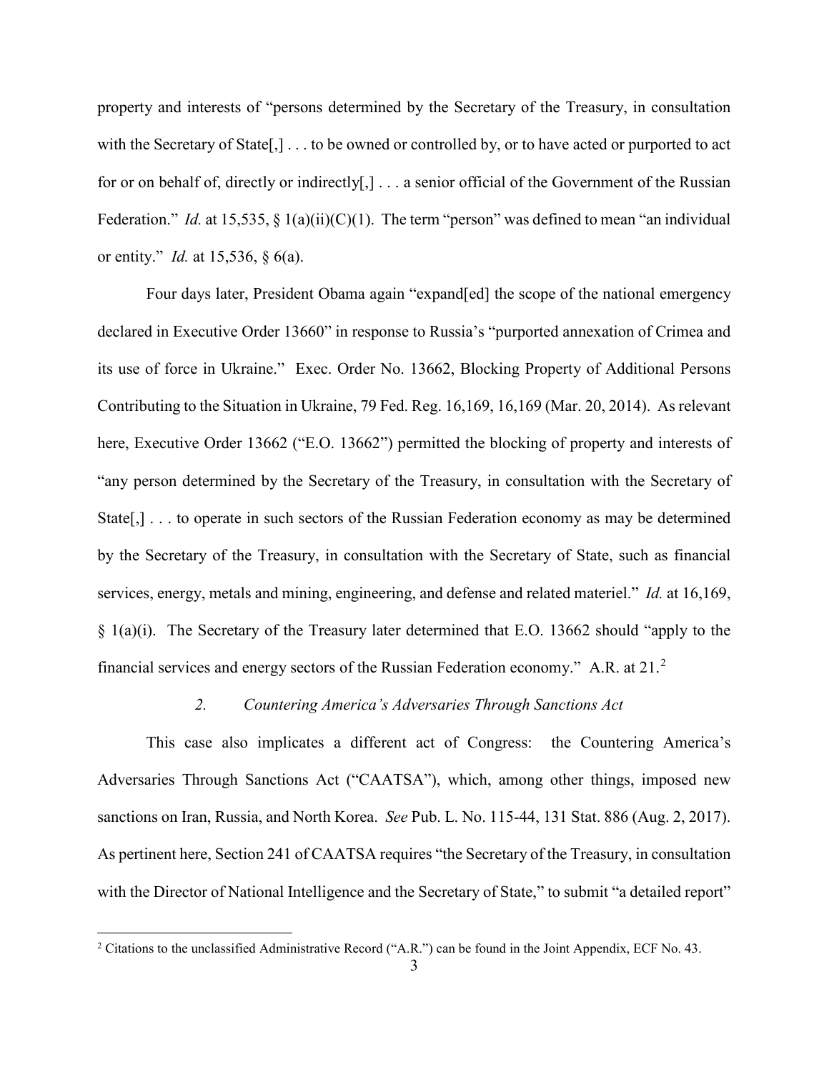property and interests of "persons determined by the Secretary of the Treasury, in consultation with the Secretary of State[,] . . . to be owned or controlled by, or to have acted or purported to act for or on behalf of, directly or indirectly[,] . . . a senior official of the Government of the Russian Federation." *Id.* at 15,535, § 1(a)(ii)(C)(1). The term "person" was defined to mean "an individual or entity." *Id.* at 15,536, § 6(a).

Four days later, President Obama again "expand[ed] the scope of the national emergency declared in Executive Order 13660" in response to Russia's "purported annexation of Crimea and its use of force in Ukraine." Exec. Order No. 13662, Blocking Property of Additional Persons Contributing to the Situation in Ukraine, 79 Fed. Reg. 16,169, 16,169 (Mar. 20, 2014). As relevant here, Executive Order 13662 ("E.O. 13662") permitted the blocking of property and interests of "any person determined by the Secretary of the Treasury, in consultation with the Secretary of State[,] . . . to operate in such sectors of the Russian Federation economy as may be determined by the Secretary of the Treasury, in consultation with the Secretary of State, such as financial services, energy, metals and mining, engineering, and defense and related materiel." *Id.* at 16,169, § 1(a)(i). The Secretary of the Treasury later determined that E.O. 13662 should "apply to the financial services and energy sectors of the Russian Federation economy." A.R. at 21.[2]

### 2. *Countering America's Adversaries Through Sanctions Act*

This case also implicates a different act of Congress: the Countering America's Adversaries Through Sanctions Act ("CAATSA"), which, among other things, imposed new sanctions on Iran, Russia, and North Korea. *See* Pub. L. No. 115-44, 131 Stat. 886 (Aug. 2, 2017). As pertinent here, Section 241 of CAATSA requires "the Secretary of the Treasury, in consultation with the Director of National Intelligence and the Secretary of State," to submit "a detailed report"

---

[2] Citations to the unclassified Administrative Record ("A.R.") can be found in the Joint Appendix, ECF No. 43.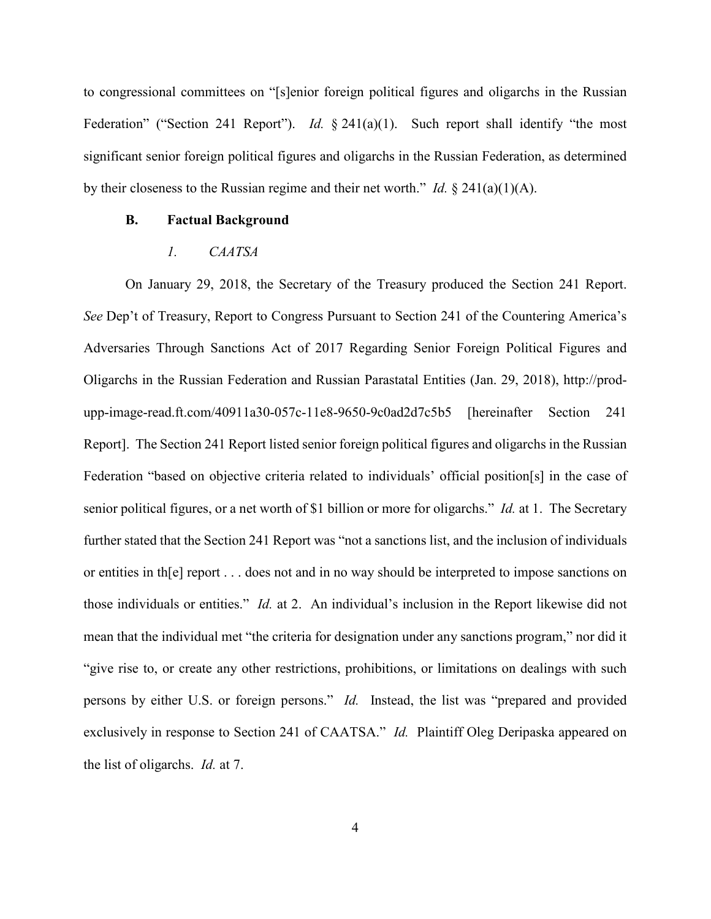to congressional committees on "[s]enior foreign political figures and oligarchs in the Russian Federation" ("Section 241 Report"). *Id.* § 241(a)(1). Such report shall identify "the most significant senior foreign political figures and oligarchs in the Russian Federation, as determined by their closeness to the Russian regime and their net worth." *Id.* § 241(a)(1)(A).

### B. Factual Background

#### *1. CAATSA*

On January 29, 2018, the Secretary of the Treasury produced the Section 241 Report. *See* Dep't of Treasury, Report to Congress Pursuant to Section 241 of the Countering America's Adversaries Through Sanctions Act of 2017 Regarding Senior Foreign Political Figures and Oligarchs in the Russian Federation and Russian Parastatal Entities (Jan. 29, 2018), http://prod-upp-image-read.ft.com/40911a30-057c-11e8-9650-9c0ad2d7c5b5 [hereinafter Section 241 Report]. The Section 241 Report listed senior foreign political figures and oligarchs in the Russian Federation "based on objective criteria related to individuals' official position[s] in the case of senior political figures, or a net worth of $1 billion or more for oligarchs." *Id.* at 1. The Secretary further stated that the Section 241 Report was "not a sanctions list, and the inclusion of individuals or entities in th[e] report . . . does not and in no way should be interpreted to impose sanctions on those individuals or entities." *Id.* at 2. An individual's inclusion in the Report likewise did not mean that the individual met "the criteria for designation under any sanctions program," nor did it "give rise to, or create any other restrictions, prohibitions, or limitations on dealings with such persons by either U.S. or foreign persons." *Id.* Instead, the list was "prepared and provided exclusively in response to Section 241 of CAATSA." *Id.* Plaintiff Oleg Deripaska appeared on the list of oligarchs. *Id.* at 7.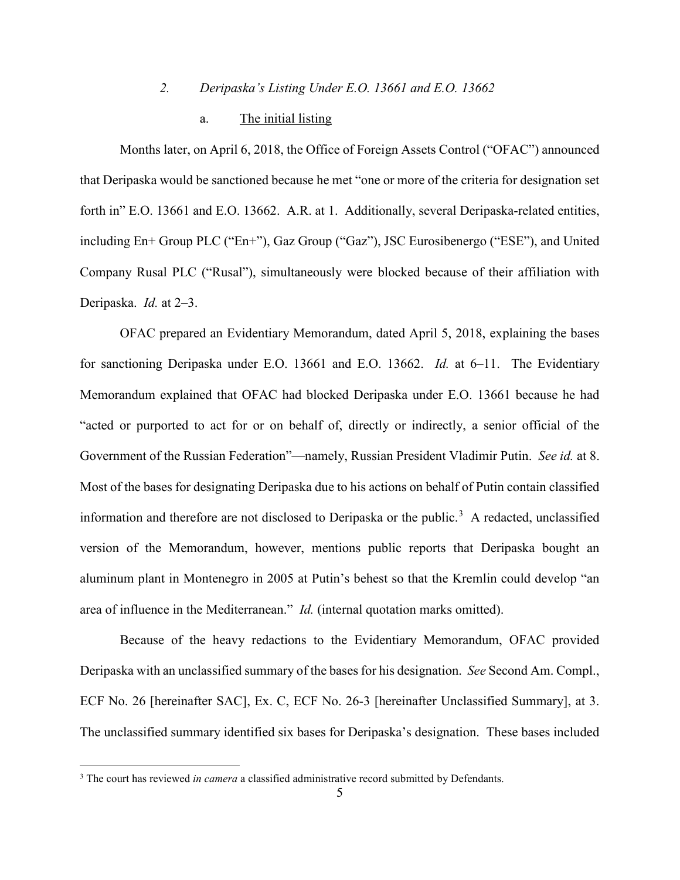### *2. Deripaska's Listing Under E.O. 13661 and E.O. 13662*

#### a. The initial listing

Months later, on April 6, 2018, the Office of Foreign Assets Control ("OFAC") announced that Deripaska would be sanctioned because he met "one or more of the criteria for designation set forth in" E.O. 13661 and E.O. 13662. A.R. at 1. Additionally, several Deripaska-related entities, including En+ Group PLC ("En+"), Gaz Group ("Gaz"), JSC Eurosibenergo ("ESE"), and United Company Rusal PLC ("Rusal"), simultaneously were blocked because of their affiliation with Deripaska. *Id.* at 2–3.

OFAC prepared an Evidentiary Memorandum, dated April 5, 2018, explaining the bases for sanctioning Deripaska under E.O. 13661 and E.O. 13662. *Id.* at 6–11. The Evidentiary Memorandum explained that OFAC had blocked Deripaska under E.O. 13661 because he had "acted or purported to act for or on behalf of, directly or indirectly, a senior official of the Government of the Russian Federation"—namely, Russian President Vladimir Putin. *See id.* at 8. Most of the bases for designating Deripaska due to his actions on behalf of Putin contain classified information and therefore are not disclosed to Deripaska or the public.[3] A redacted, unclassified version of the Memorandum, however, mentions public reports that Deripaska bought an aluminum plant in Montenegro in 2005 at Putin's behest so that the Kremlin could develop "an area of influence in the Mediterranean." *Id.* (internal quotation marks omitted).

Because of the heavy redactions to the Evidentiary Memorandum, OFAC provided Deripaska with an unclassified summary of the bases for his designation. *See* Second Am. Compl., ECF No. 26 [hereinafter SAC], Ex. C, ECF No. 26-3 [hereinafter Unclassified Summary], at 3. The unclassified summary identified six bases for Deripaska's designation. These bases included

---

[3] The court has reviewed *in camera* a classified administrative record submitted by Defendants.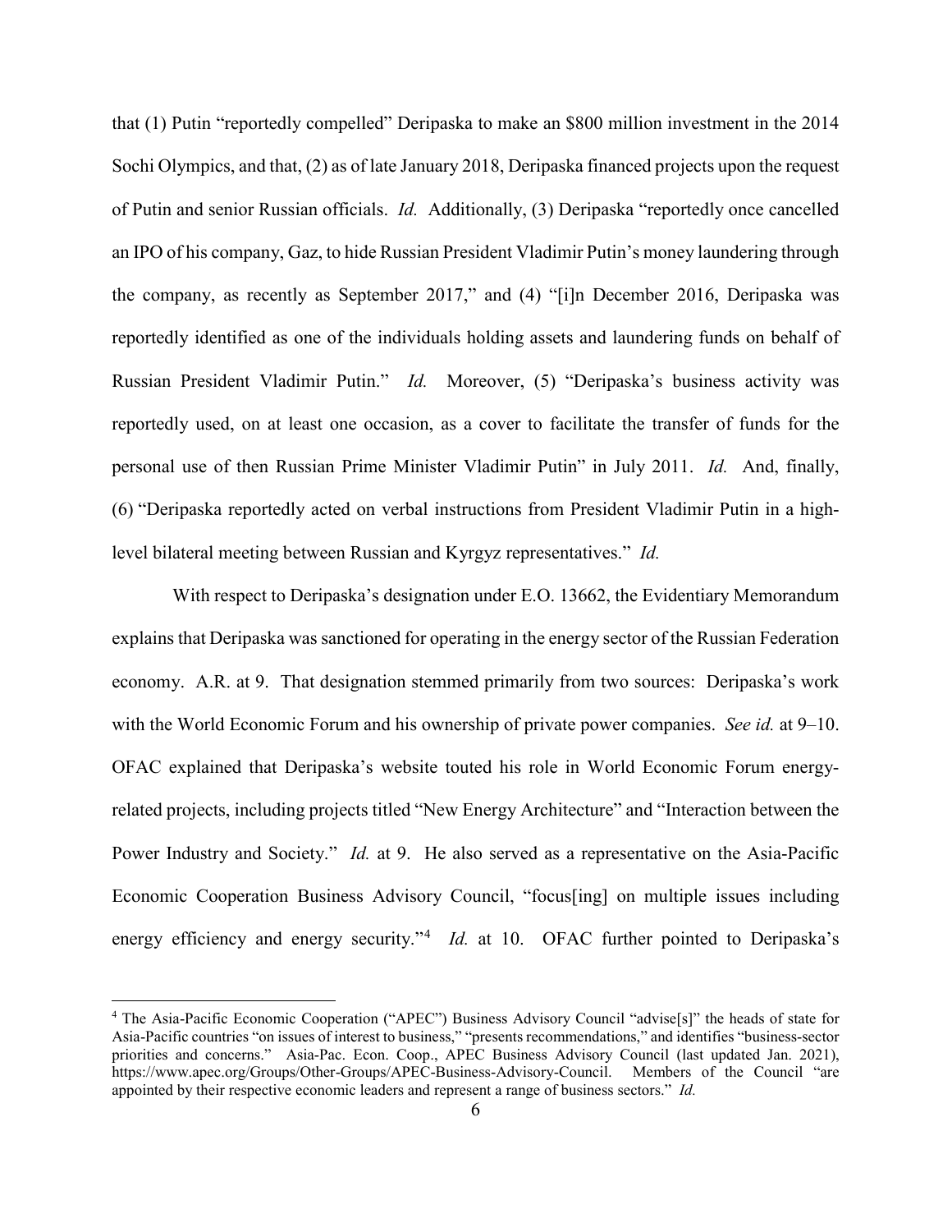that (1) Putin "reportedly compelled" Deripaska to make an $800 million investment in the 2014 Sochi Olympics, and that, (2) as of late January 2018, Deripaska financed projects upon the request of Putin and senior Russian officials. *Id.* Additionally, (3) Deripaska "reportedly once cancelled an IPO of his company, Gaz, to hide Russian President Vladimir Putin's money laundering through the company, as recently as September 2017," and (4) "[i]n December 2016, Deripaska was reportedly identified as one of the individuals holding assets and laundering funds on behalf of Russian President Vladimir Putin." *Id.* Moreover, (5) "Deripaska's business activity was reportedly used, on at least one occasion, as a cover to facilitate the transfer of funds for the personal use of then Russian Prime Minister Vladimir Putin" in July 2011. *Id.* And, finally, (6) "Deripaska reportedly acted on verbal instructions from President Vladimir Putin in a high-level bilateral meeting between Russian and Kyrgyz representatives." *Id.*

With respect to Deripaska's designation under E.O. 13662, the Evidentiary Memorandum explains that Deripaska was sanctioned for operating in the energy sector of the Russian Federation economy. A.R. at 9. That designation stemmed primarily from two sources: Deripaska's work with the World Economic Forum and his ownership of private power companies. *See id.* at 9–10. OFAC explained that Deripaska's website touted his role in World Economic Forum energy-related projects, including projects titled "New Energy Architecture" and "Interaction between the Power Industry and Society." *Id.* at 9. He also served as a representative on the Asia-Pacific Economic Cooperation Business Advisory Council, "focus[ing] on multiple issues including energy efficiency and energy security."[4] *Id.* at 10. OFAC further pointed to Deripaska's

[4] The Asia-Pacific Economic Cooperation ("APEC") Business Advisory Council "advise[s]" the heads of state for Asia-Pacific countries "on issues of interest to business," "presents recommendations," and identifies "business-sector priorities and concerns." Asia-Pac. Econ. Coop., APEC Business Advisory Council (last updated Jan. 2021), https://www.apec.org/Groups/Other-Groups/APEC-Business-Advisory-Council. Members of the Council "are appointed by their respective economic leaders and represent a range of business sectors." *Id.*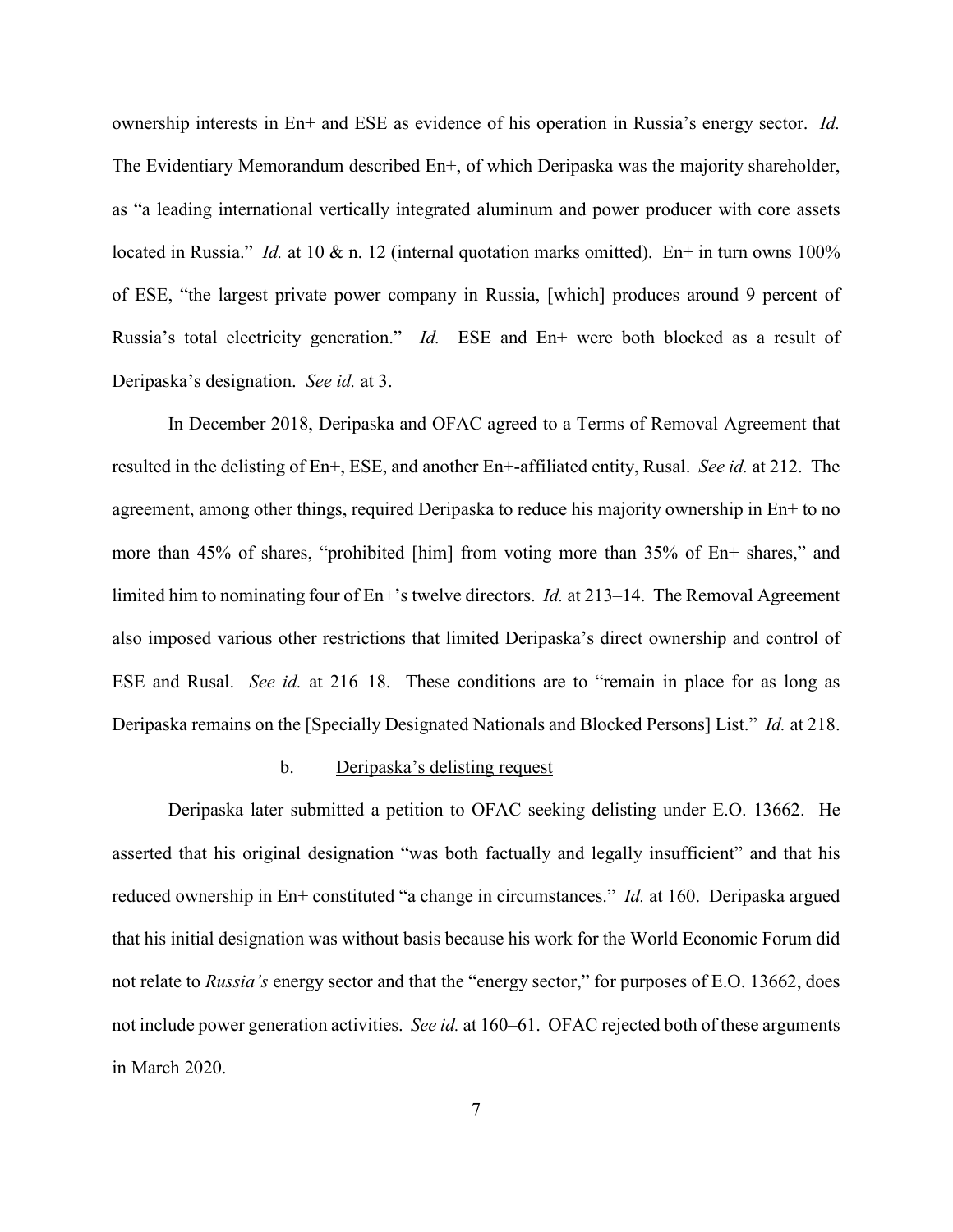ownership interests in En+ and ESE as evidence of his operation in Russia's energy sector. *Id.* The Evidentiary Memorandum described En+, of which Deripaska was the majority shareholder, as "a leading international vertically integrated aluminum and power producer with core assets located in Russia." *Id.* at 10 & n. 12 (internal quotation marks omitted). En+ in turn owns 100% of ESE, "the largest private power company in Russia, [which] produces around 9 percent of Russia's total electricity generation." *Id.* ESE and En+ were both blocked as a result of Deripaska's designation. *See id.* at 3.

In December 2018, Deripaska and OFAC agreed to a Terms of Removal Agreement that resulted in the delisting of En+, ESE, and another En+-affiliated entity, Rusal. *See id.* at 212. The agreement, among other things, required Deripaska to reduce his majority ownership in En+ to no more than 45% of shares, "prohibited [him] from voting more than 35% of En+ shares," and limited him to nominating four of En+'s twelve directors. *Id.* at 213–14. The Removal Agreement also imposed various other restrictions that limited Deripaska's direct ownership and control of ESE and Rusal. *See id.* at 216–18. These conditions are to "remain in place for as long as Deripaska remains on the [Specially Designated Nationals and Blocked Persons] List." *Id.* at 218.

#### b. Deripaska's delisting request

Deripaska later submitted a petition to OFAC seeking delisting under E.O. 13662. He asserted that his original designation "was both factually and legally insufficient" and that his reduced ownership in En+ constituted "a change in circumstances." *Id.* at 160. Deripaska argued that his initial designation was without basis because his work for the World Economic Forum did not relate to *Russia's* energy sector and that the "energy sector," for purposes of E.O. 13662, does not include power generation activities. *See id.* at 160–61. OFAC rejected both of these arguments in March 2020.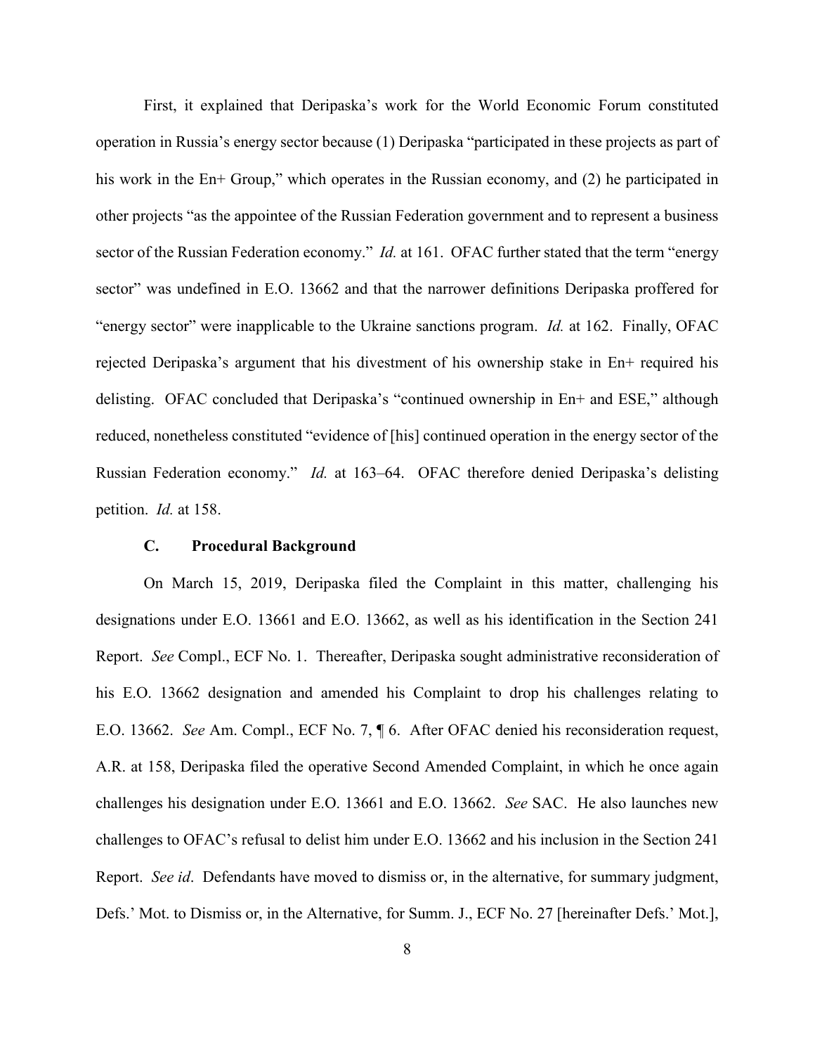First, it explained that Deripaska's work for the World Economic Forum constituted operation in Russia's energy sector because (1) Deripaska "participated in these projects as part of his work in the En+ Group," which operates in the Russian economy, and (2) he participated in other projects "as the appointee of the Russian Federation government and to represent a business sector of the Russian Federation economy." *Id.* at 161. OFAC further stated that the term "energy sector" was undefined in E.O. 13662 and that the narrower definitions Deripaska proffered for "energy sector" were inapplicable to the Ukraine sanctions program. *Id.* at 162. Finally, OFAC rejected Deripaska's argument that his divestment of his ownership stake in En+ required his delisting. OFAC concluded that Deripaska's "continued ownership in En+ and ESE," although reduced, nonetheless constituted "evidence of [his] continued operation in the energy sector of the Russian Federation economy." *Id.* at 163–64. OFAC therefore denied Deripaska's delisting petition. *Id.* at 158.

### C. Procedural Background

On March 15, 2019, Deripaska filed the Complaint in this matter, challenging his designations under E.O. 13661 and E.O. 13662, as well as his identification in the Section 241 Report. *See* Compl., ECF No. 1. Thereafter, Deripaska sought administrative reconsideration of his E.O. 13662 designation and amended his Complaint to drop his challenges relating to E.O. 13662. *See* Am. Compl., ECF No. 7, ¶ 6. After OFAC denied his reconsideration request, A.R. at 158, Deripaska filed the operative Second Amended Complaint, in which he once again challenges his designation under E.O. 13661 and E.O. 13662. *See* SAC. He also launches new challenges to OFAC's refusal to delist him under E.O. 13662 and his inclusion in the Section 241 Report. *See id*. Defendants have moved to dismiss or, in the alternative, for summary judgment, Defs.' Mot. to Dismiss or, in the Alternative, for Summ. J., ECF No. 27 [hereinafter Defs.' Mot.],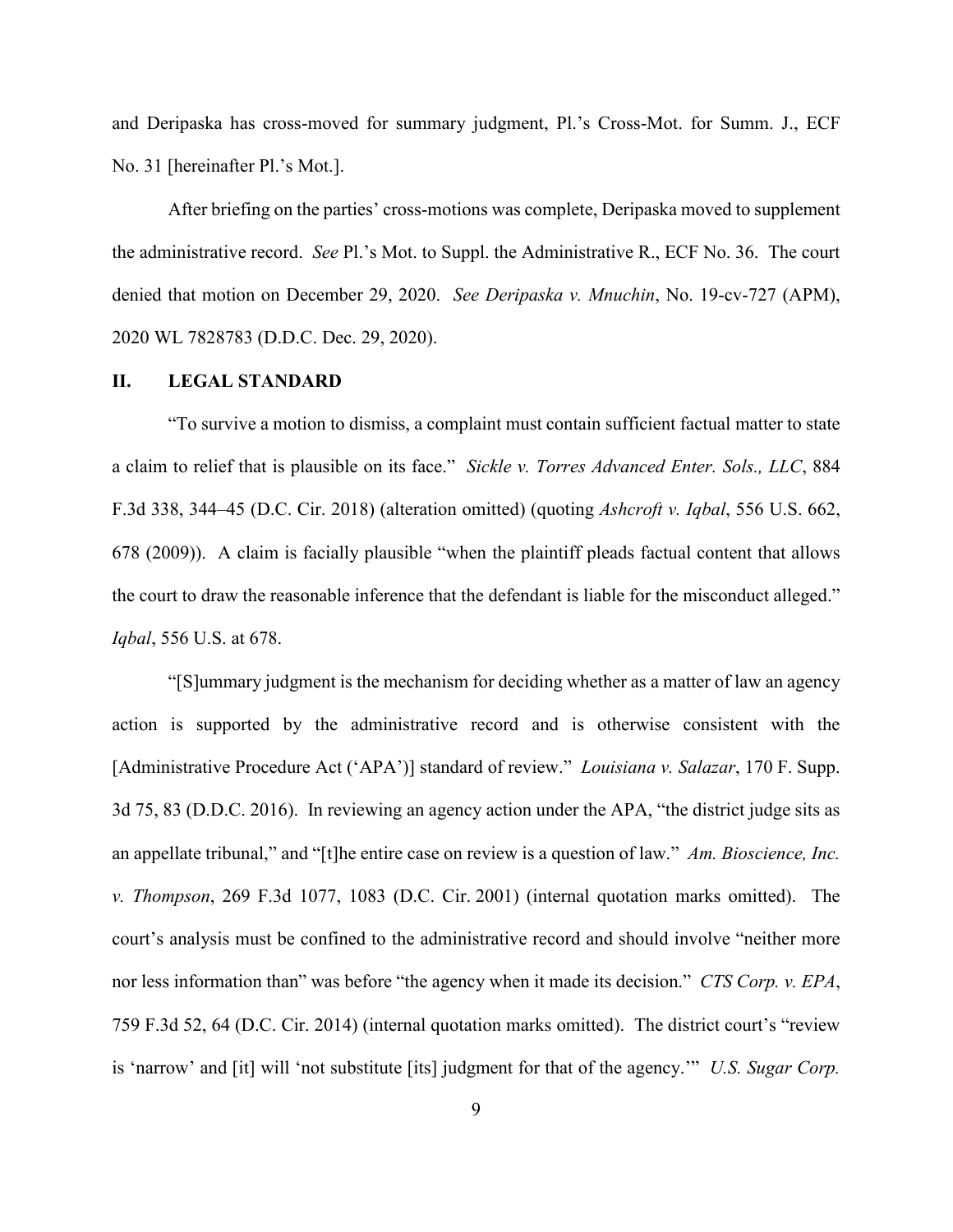and Deripaska has cross-moved for summary judgment, Pl.'s Cross-Mot. for Summ. J., ECF No. 31 [hereinafter Pl.'s Mot.].

After briefing on the parties' cross-motions was complete, Deripaska moved to supplement the administrative record. *See* Pl.'s Mot. to Suppl. the Administrative R., ECF No. 36. The court denied that motion on December 29, 2020. *See Deripaska v. Mnuchin*, No. 19-cv-727 (APM), 2020 WL 7828783 (D.D.C. Dec. 29, 2020).

## II. LEGAL STANDARD

"To survive a motion to dismiss, a complaint must contain sufficient factual matter to state a claim to relief that is plausible on its face." *Sickle v. Torres Advanced Enter. Sols., LLC*, 884 F.3d 338, 344–45 (D.C. Cir. 2018) (alteration omitted) (quoting *Ashcroft v. Iqbal*, 556 U.S. 662, 678 (2009)). A claim is facially plausible "when the plaintiff pleads factual content that allows the court to draw the reasonable inference that the defendant is liable for the misconduct alleged." *Iqbal*, 556 U.S. at 678.

"[S]ummary judgment is the mechanism for deciding whether as a matter of law an agency action is supported by the administrative record and is otherwise consistent with the [Administrative Procedure Act ('APA')] standard of review." *Louisiana v. Salazar*, 170 F. Supp. 3d 75, 83 (D.D.C. 2016). In reviewing an agency action under the APA, "the district judge sits as an appellate tribunal," and "[t]he entire case on review is a question of law." *Am. Bioscience, Inc. v. Thompson*, 269 F.3d 1077, 1083 (D.C. Cir. 2001) (internal quotation marks omitted). The court's analysis must be confined to the administrative record and should involve "neither more nor less information than" was before "the agency when it made its decision." *CTS Corp. v. EPA*, 759 F.3d 52, 64 (D.C. Cir. 2014) (internal quotation marks omitted). The district court's "review is 'narrow' and [it] will 'not substitute [its] judgment for that of the agency.'" *U.S. Sugar Corp.*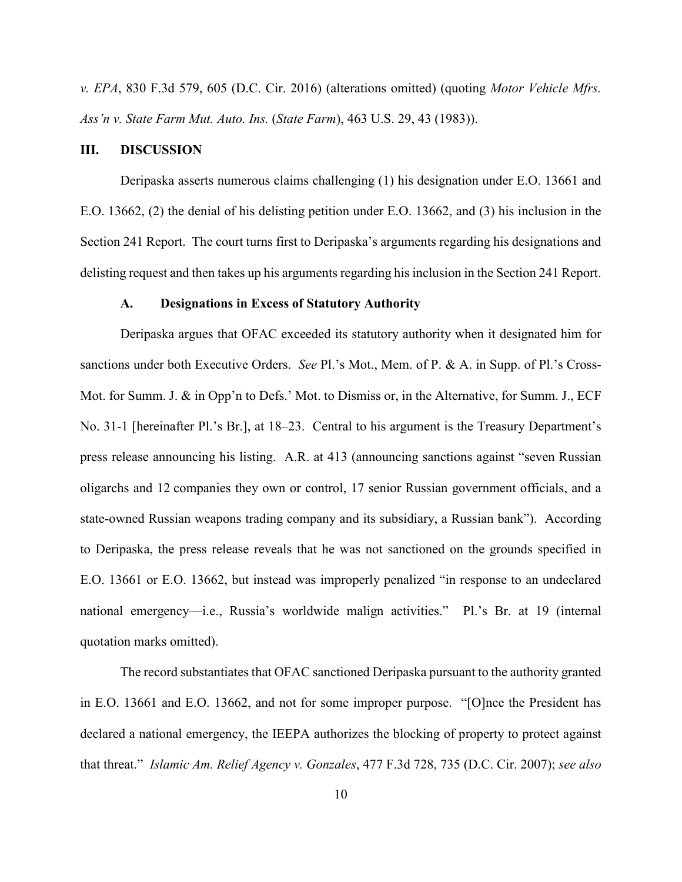*v. EPA*, 830 F.3d 579, 605 (D.C. Cir. 2016) (alterations omitted) (quoting *Motor Vehicle Mfrs. Ass'n v. State Farm Mut. Auto. Ins.* (*State Farm*), 463 U.S. 29, 43 (1983)).

## III. DISCUSSION

Deripaska asserts numerous claims challenging (1) his designation under E.O. 13661 and E.O. 13662, (2) the denial of his delisting petition under E.O. 13662, and (3) his inclusion in the Section 241 Report. The court turns first to Deripaska's arguments regarding his designations and delisting request and then takes up his arguments regarding his inclusion in the Section 241 Report.

### A. Designations in Excess of Statutory Authority

Deripaska argues that OFAC exceeded its statutory authority when it designated him for sanctions under both Executive Orders. *See* Pl.'s Mot., Mem. of P. & A. in Supp. of Pl.'s Cross-Mot. for Summ. J. & in Opp'n to Defs.' Mot. to Dismiss or, in the Alternative, for Summ. J., ECF No. 31-1 [hereinafter Pl.'s Br.], at 18–23. Central to his argument is the Treasury Department's press release announcing his listing. A.R. at 413 (announcing sanctions against "seven Russian oligarchs and 12 companies they own or control, 17 senior Russian government officials, and a state-owned Russian weapons trading company and its subsidiary, a Russian bank"). According to Deripaska, the press release reveals that he was not sanctioned on the grounds specified in E.O. 13661 or E.O. 13662, but instead was improperly penalized "in response to an undeclared national emergency—i.e., Russia's worldwide malign activities." Pl.'s Br. at 19 (internal quotation marks omitted).

The record substantiates that OFAC sanctioned Deripaska pursuant to the authority granted in E.O. 13661 and E.O. 13662, and not for some improper purpose. "[O]nce the President has declared a national emergency, the IEEPA authorizes the blocking of property to protect against that threat." *Islamic Am. Relief Agency v. Gonzales*, 477 F.3d 728, 735 (D.C. Cir. 2007); *see also*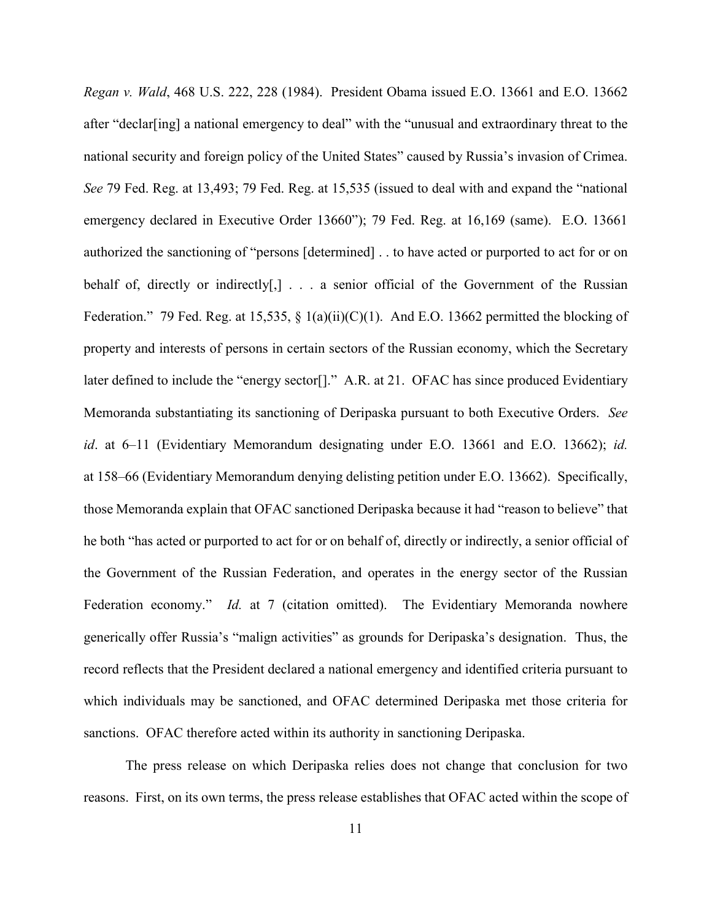*Regan v. Wald*, 468 U.S. 222, 228 (1984). President Obama issued E.O. 13661 and E.O. 13662 after "declar[ing] a national emergency to deal" with the "unusual and extraordinary threat to the national security and foreign policy of the United States" caused by Russia's invasion of Crimea. *See* 79 Fed. Reg. at 13,493; 79 Fed. Reg. at 15,535 (issued to deal with and expand the "national emergency declared in Executive Order 13660"); 79 Fed. Reg. at 16,169 (same). E.O. 13661 authorized the sanctioning of "persons [determined] . . to have acted or purported to act for or on behalf of, directly or indirectly[,] . . . a senior official of the Government of the Russian Federation." 79 Fed. Reg. at 15,535, § 1(a)(ii)(C)(1). And E.O. 13662 permitted the blocking of property and interests of persons in certain sectors of the Russian economy, which the Secretary later defined to include the "energy sector[]." A.R. at 21. OFAC has since produced Evidentiary Memoranda substantiating its sanctioning of Deripaska pursuant to both Executive Orders. *See id*. at 6–11 (Evidentiary Memorandum designating under E.O. 13661 and E.O. 13662); *id.* at 158–66 (Evidentiary Memorandum denying delisting petition under E.O. 13662). Specifically, those Memoranda explain that OFAC sanctioned Deripaska because it had "reason to believe" that he both "has acted or purported to act for or on behalf of, directly or indirectly, a senior official of the Government of the Russian Federation, and operates in the energy sector of the Russian Federation economy." *Id.* at 7 (citation omitted). The Evidentiary Memoranda nowhere generically offer Russia's "malign activities" as grounds for Deripaska's designation. Thus, the record reflects that the President declared a national emergency and identified criteria pursuant to which individuals may be sanctioned, and OFAC determined Deripaska met those criteria for sanctions. OFAC therefore acted within its authority in sanctioning Deripaska.

The press release on which Deripaska relies does not change that conclusion for two reasons. First, on its own terms, the press release establishes that OFAC acted within the scope of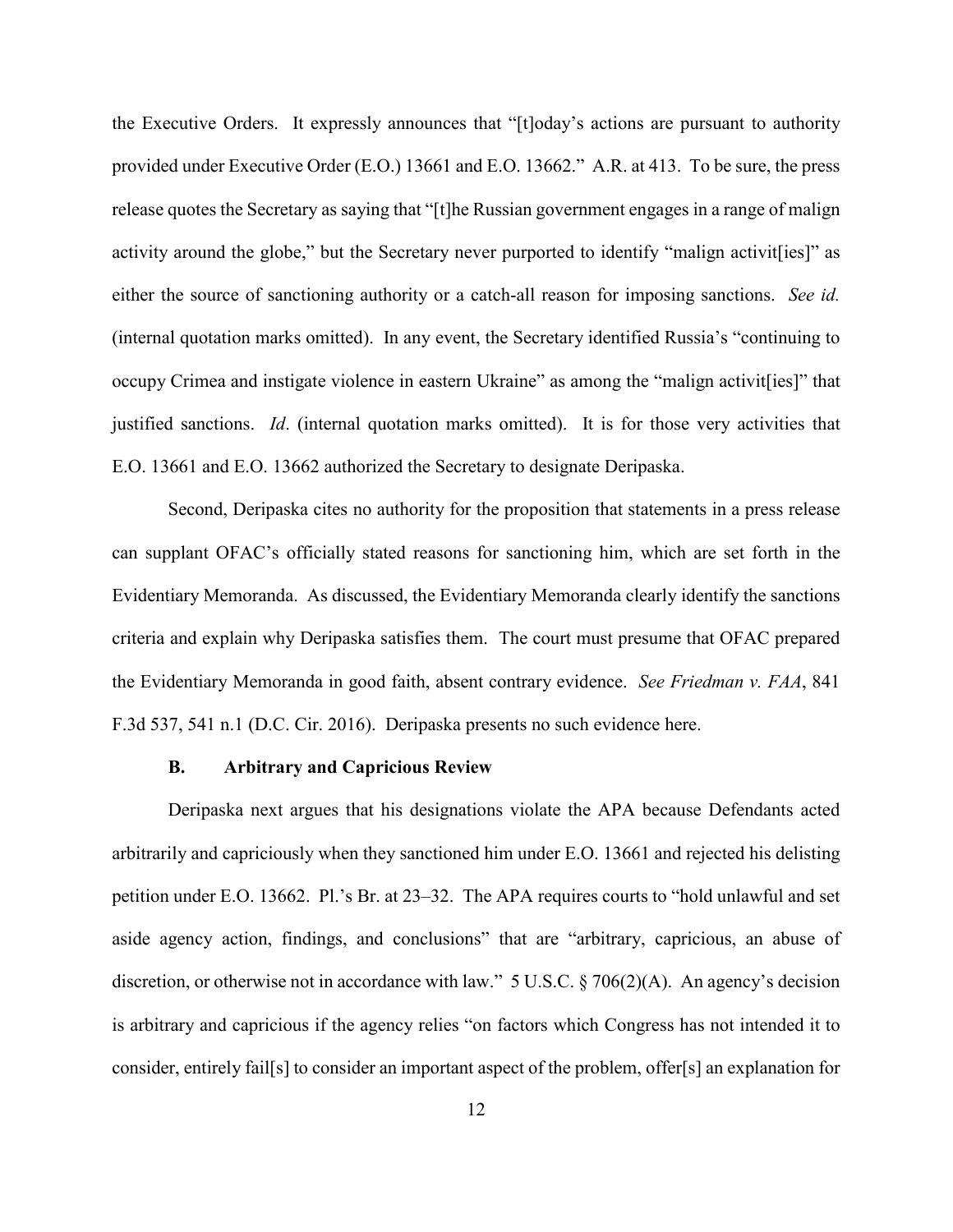the Executive Orders. It expressly announces that "[t]oday's actions are pursuant to authority provided under Executive Order (E.O.) 13661 and E.O. 13662." A.R. at 413. To be sure, the press release quotes the Secretary as saying that "[t]he Russian government engages in a range of malign activity around the globe," but the Secretary never purported to identify "malign activit[ies]" as either the source of sanctioning authority or a catch-all reason for imposing sanctions. *See id.* (internal quotation marks omitted). In any event, the Secretary identified Russia's "continuing to occupy Crimea and instigate violence in eastern Ukraine" as among the "malign activit[ies]" that justified sanctions. *Id*. (internal quotation marks omitted). It is for those very activities that E.O. 13661 and E.O. 13662 authorized the Secretary to designate Deripaska.

Second, Deripaska cites no authority for the proposition that statements in a press release can supplant OFAC's officially stated reasons for sanctioning him, which are set forth in the Evidentiary Memoranda. As discussed, the Evidentiary Memoranda clearly identify the sanctions criteria and explain why Deripaska satisfies them. The court must presume that OFAC prepared the Evidentiary Memoranda in good faith, absent contrary evidence. *See Friedman v. FAA*, 841 F.3d 537, 541 n.1 (D.C. Cir. 2016). Deripaska presents no such evidence here.

### B. Arbitrary and Capricious Review

Deripaska next argues that his designations violate the APA because Defendants acted arbitrarily and capriciously when they sanctioned him under E.O. 13661 and rejected his delisting petition under E.O. 13662. Pl.'s Br. at 23–32. The APA requires courts to "hold unlawful and set aside agency action, findings, and conclusions" that are "arbitrary, capricious, an abuse of discretion, or otherwise not in accordance with law." 5 U.S.C. § 706(2)(A). An agency's decision is arbitrary and capricious if the agency relies "on factors which Congress has not intended it to consider, entirely fail[s] to consider an important aspect of the problem, offer[s] an explanation for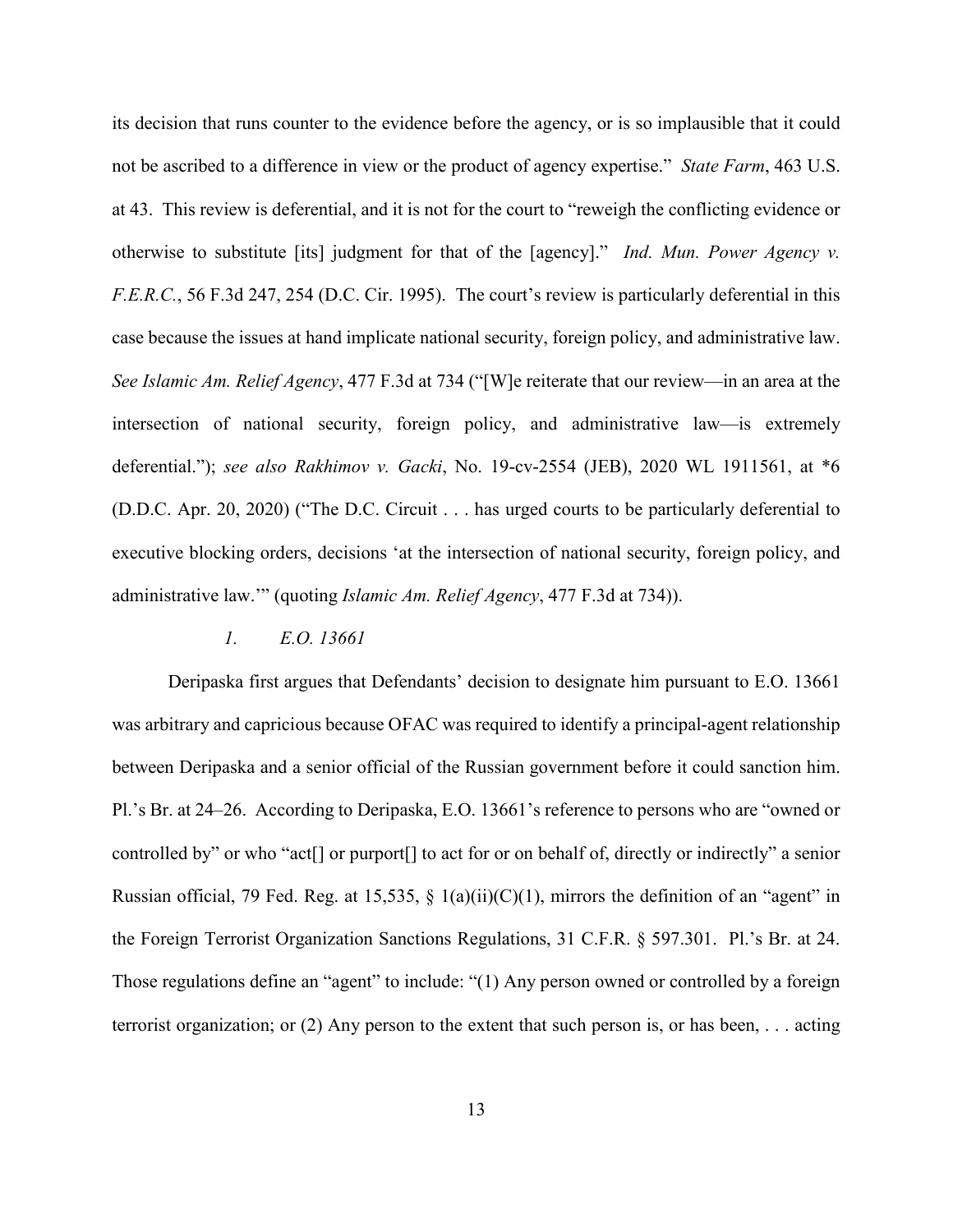its decision that runs counter to the evidence before the agency, or is so implausible that it could not be ascribed to a difference in view or the product of agency expertise." *State Farm*, 463 U.S. at 43. This review is deferential, and it is not for the court to "reweigh the conflicting evidence or otherwise to substitute [its] judgment for that of the [agency]." *Ind. Mun. Power Agency v. F.E.R.C.*, 56 F.3d 247, 254 (D.C. Cir. 1995). The court's review is particularly deferential in this case because the issues at hand implicate national security, foreign policy, and administrative law. *See Islamic Am. Relief Agency*, 477 F.3d at 734 ("[W]e reiterate that our review—in an area at the intersection of national security, foreign policy, and administrative law—is extremely deferential."); *see also Rakhimov v. Gacki*, No. 19-cv-2554 (JEB), 2020 WL 1911561, at *6 (D.D.C. Apr. 20, 2020) ("The D.C. Circuit . . . has urged courts to be particularly deferential to executive blocking orders, decisions 'at the intersection of national security, foreign policy, and administrative law.'" (quoting *Islamic Am. Relief Agency*, 477 F.3d at 734)).

*1. E.O. 13661*

Deripaska first argues that Defendants' decision to designate him pursuant to E.O. 13661 was arbitrary and capricious because OFAC was required to identify a principal-agent relationship between Deripaska and a senior official of the Russian government before it could sanction him. Pl.'s Br. at 24–26. According to Deripaska, E.O. 13661's reference to persons who are "owned or controlled by" or who "act[] or purport[] to act for or on behalf of, directly or indirectly" a senior Russian official, 79 Fed. Reg. at 15,535, § 1(a)(ii)(C)(1), mirrors the definition of an "agent" in the Foreign Terrorist Organization Sanctions Regulations, 31 C.F.R. § 597.301. Pl.'s Br. at 24. Those regulations define an "agent" to include: "(1) Any person owned or controlled by a foreign terrorist organization; or (2) Any person to the extent that such person is, or has been, . . . acting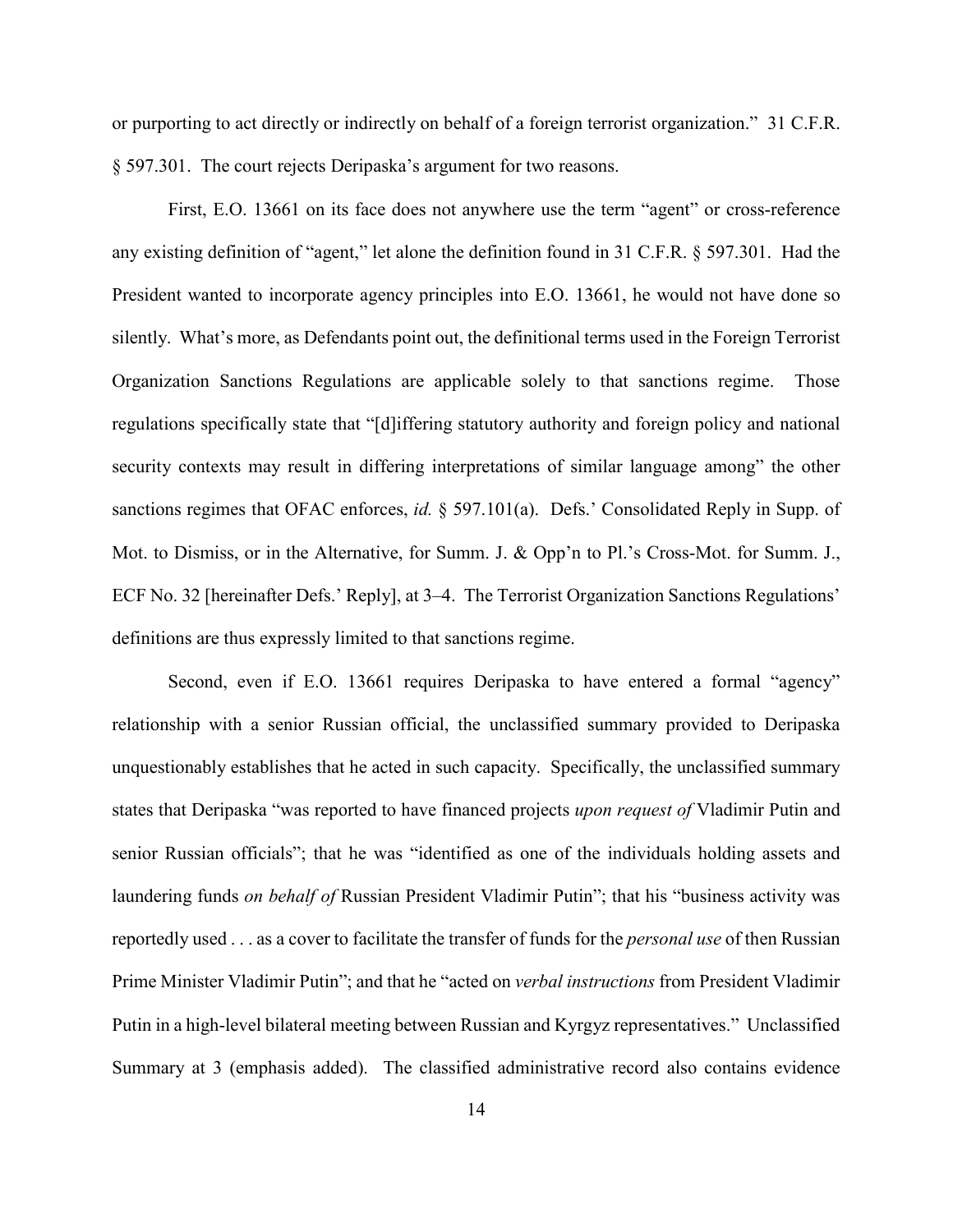or purporting to act directly or indirectly on behalf of a foreign terrorist organization." 31 C.F.R. § 597.301. The court rejects Deripaska's argument for two reasons.

First, E.O. 13661 on its face does not anywhere use the term "agent" or cross-reference any existing definition of "agent," let alone the definition found in 31 C.F.R. § 597.301. Had the President wanted to incorporate agency principles into E.O. 13661, he would not have done so silently. What's more, as Defendants point out, the definitional terms used in the Foreign Terrorist Organization Sanctions Regulations are applicable solely to that sanctions regime. Those regulations specifically state that "[d]iffering statutory authority and foreign policy and national security contexts may result in differing interpretations of similar language among" the other sanctions regimes that OFAC enforces, *id.* § 597.101(a). Defs.' Consolidated Reply in Supp. of Mot. to Dismiss, or in the Alternative, for Summ. J. & Opp'n to Pl.'s Cross-Mot. for Summ. J., ECF No. 32 [hereinafter Defs.' Reply], at 3–4. The Terrorist Organization Sanctions Regulations' definitions are thus expressly limited to that sanctions regime.

Second, even if E.O. 13661 requires Deripaska to have entered a formal "agency" relationship with a senior Russian official, the unclassified summary provided to Deripaska unquestionably establishes that he acted in such capacity. Specifically, the unclassified summary states that Deripaska "was reported to have financed projects *upon request of* Vladimir Putin and senior Russian officials"; that he was "identified as one of the individuals holding assets and laundering funds *on behalf of* Russian President Vladimir Putin"; that his "business activity was reportedly used . . . as a cover to facilitate the transfer of funds for the *personal use* of then Russian Prime Minister Vladimir Putin"; and that he "acted on *verbal instructions* from President Vladimir Putin in a high-level bilateral meeting between Russian and Kyrgyz representatives." Unclassified Summary at 3 (emphasis added). The classified administrative record also contains evidence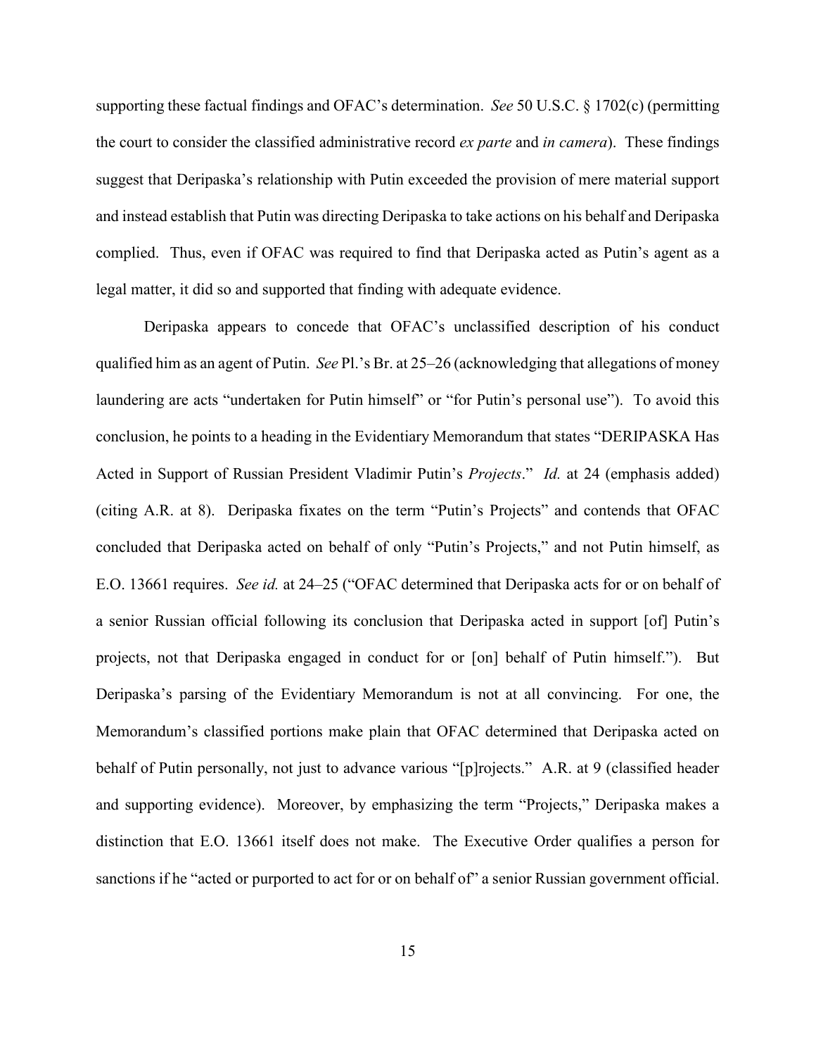supporting these factual findings and OFAC's determination. *See* 50 U.S.C. § 1702(c) (permitting the court to consider the classified administrative record *ex parte* and *in camera*). These findings suggest that Deripaska's relationship with Putin exceeded the provision of mere material support and instead establish that Putin was directing Deripaska to take actions on his behalf and Deripaska complied. Thus, even if OFAC was required to find that Deripaska acted as Putin's agent as a legal matter, it did so and supported that finding with adequate evidence.

Deripaska appears to concede that OFAC's unclassified description of his conduct qualified him as an agent of Putin. *See* Pl.'s Br. at 25–26 (acknowledging that allegations of money laundering are acts "undertaken for Putin himself" or "for Putin's personal use"). To avoid this conclusion, he points to a heading in the Evidentiary Memorandum that states "DERIPASKA Has Acted in Support of Russian President Vladimir Putin's *Projects*." *Id.* at 24 (emphasis added) (citing A.R. at 8). Deripaska fixates on the term "Putin's Projects" and contends that OFAC concluded that Deripaska acted on behalf of only "Putin's Projects," and not Putin himself, as E.O. 13661 requires. *See id.* at 24–25 ("OFAC determined that Deripaska acts for or on behalf of a senior Russian official following its conclusion that Deripaska acted in support [of] Putin's projects, not that Deripaska engaged in conduct for or [on] behalf of Putin himself."). But Deripaska's parsing of the Evidentiary Memorandum is not at all convincing. For one, the Memorandum's classified portions make plain that OFAC determined that Deripaska acted on behalf of Putin personally, not just to advance various "[p]rojects." A.R. at 9 (classified header and supporting evidence). Moreover, by emphasizing the term "Projects," Deripaska makes a distinction that E.O. 13661 itself does not make. The Executive Order qualifies a person for sanctions if he "acted or purported to act for or on behalf of" a senior Russian government official.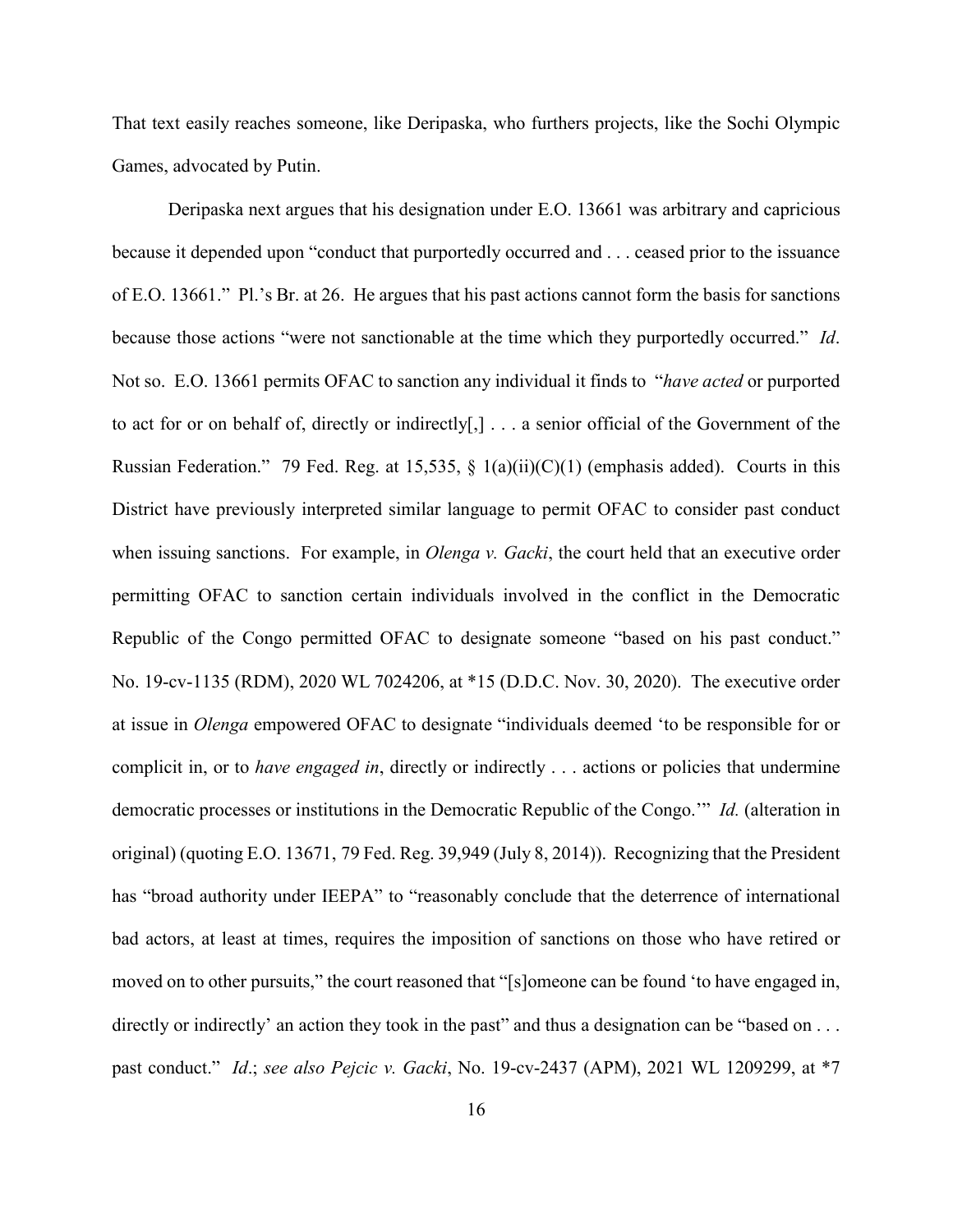That text easily reaches someone, like Deripaska, who furthers projects, like the Sochi Olympic Games, advocated by Putin.

Deripaska next argues that his designation under E.O. 13661 was arbitrary and capricious because it depended upon "conduct that purportedly occurred and . . . ceased prior to the issuance of E.O. 13661." Pl.'s Br. at 26. He argues that his past actions cannot form the basis for sanctions because those actions "were not sanctionable at the time which they purportedly occurred." *Id*. Not so. E.O. 13661 permits OFAC to sanction any individual it finds to "*have acted* or purported to act for or on behalf of, directly or indirectly[,] . . . a senior official of the Government of the Russian Federation." 79 Fed. Reg. at 15,535, § 1(a)(ii)(C)(1) (emphasis added). Courts in this District have previously interpreted similar language to permit OFAC to consider past conduct when issuing sanctions. For example, in *Olenga v. Gacki*, the court held that an executive order permitting OFAC to sanction certain individuals involved in the conflict in the Democratic Republic of the Congo permitted OFAC to designate someone "based on his past conduct." No. 19-cv-1135 (RDM), 2020 WL 7024206, at *15 (D.D.C. Nov. 30, 2020). The executive order at issue in *Olenga* empowered OFAC to designate "individuals deemed 'to be responsible for or complicit in, or to *have engaged in*, directly or indirectly . . . actions or policies that undermine democratic processes or institutions in the Democratic Republic of the Congo.'" *Id.* (alteration in original) (quoting E.O. 13671, 79 Fed. Reg. 39,949 (July 8, 2014)). Recognizing that the President has "broad authority under IEEPA" to "reasonably conclude that the deterrence of international bad actors, at least at times, requires the imposition of sanctions on those who have retired or moved on to other pursuits," the court reasoned that "[s]omeone can be found 'to have engaged in, directly or indirectly' an action they took in the past" and thus a designation can be "based on . . . past conduct." *Id*.; *see also Pejcic v. Gacki*, No. 19-cv-2437 (APM), 2021 WL 1209299, at *7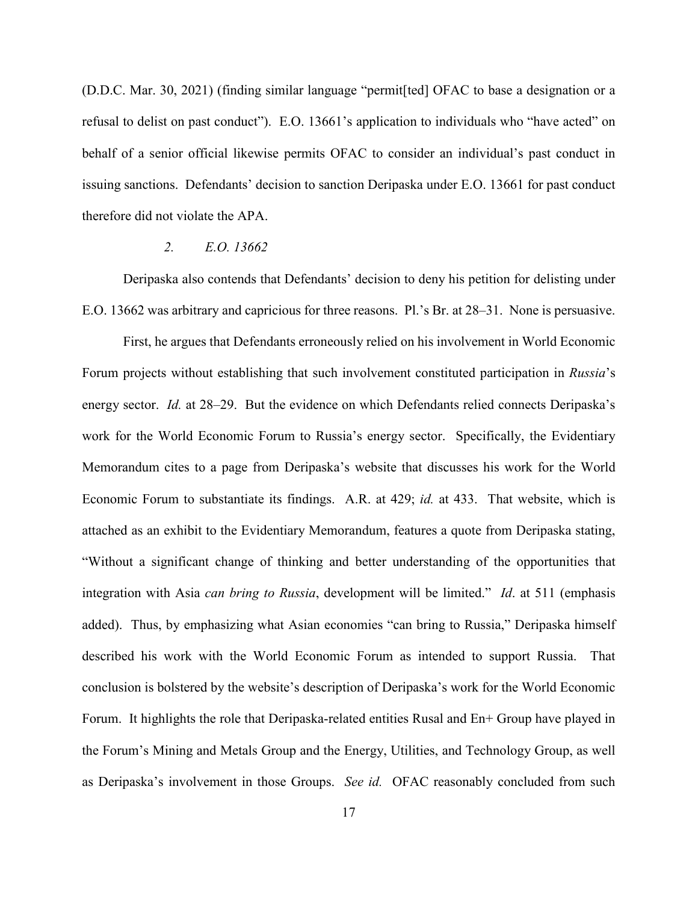(D.D.C. Mar. 30, 2021) (finding similar language "permit[ted] OFAC to base a designation or a refusal to delist on past conduct"). E.O. 13661's application to individuals who "have acted" on behalf of a senior official likewise permits OFAC to consider an individual's past conduct in issuing sanctions. Defendants' decision to sanction Deripaska under E.O. 13661 for past conduct therefore did not violate the APA.

### *2. E.O. 13662*

Deripaska also contends that Defendants' decision to deny his petition for delisting under E.O. 13662 was arbitrary and capricious for three reasons. Pl.'s Br. at 28–31. None is persuasive.

First, he argues that Defendants erroneously relied on his involvement in World Economic Forum projects without establishing that such involvement constituted participation in *Russia*'s energy sector. *Id.* at 28–29. But the evidence on which Defendants relied connects Deripaska's work for the World Economic Forum to Russia's energy sector. Specifically, the Evidentiary Memorandum cites to a page from Deripaska's website that discusses his work for the World Economic Forum to substantiate its findings. A.R. at 429; *id.* at 433. That website, which is attached as an exhibit to the Evidentiary Memorandum, features a quote from Deripaska stating, "Without a significant change of thinking and better understanding of the opportunities that integration with Asia *can bring to Russia*, development will be limited." *Id*. at 511 (emphasis added). Thus, by emphasizing what Asian economies "can bring to Russia," Deripaska himself described his work with the World Economic Forum as intended to support Russia. That conclusion is bolstered by the website's description of Deripaska's work for the World Economic Forum. It highlights the role that Deripaska-related entities Rusal and En+ Group have played in the Forum's Mining and Metals Group and the Energy, Utilities, and Technology Group, as well as Deripaska's involvement in those Groups. *See id.* OFAC reasonably concluded from such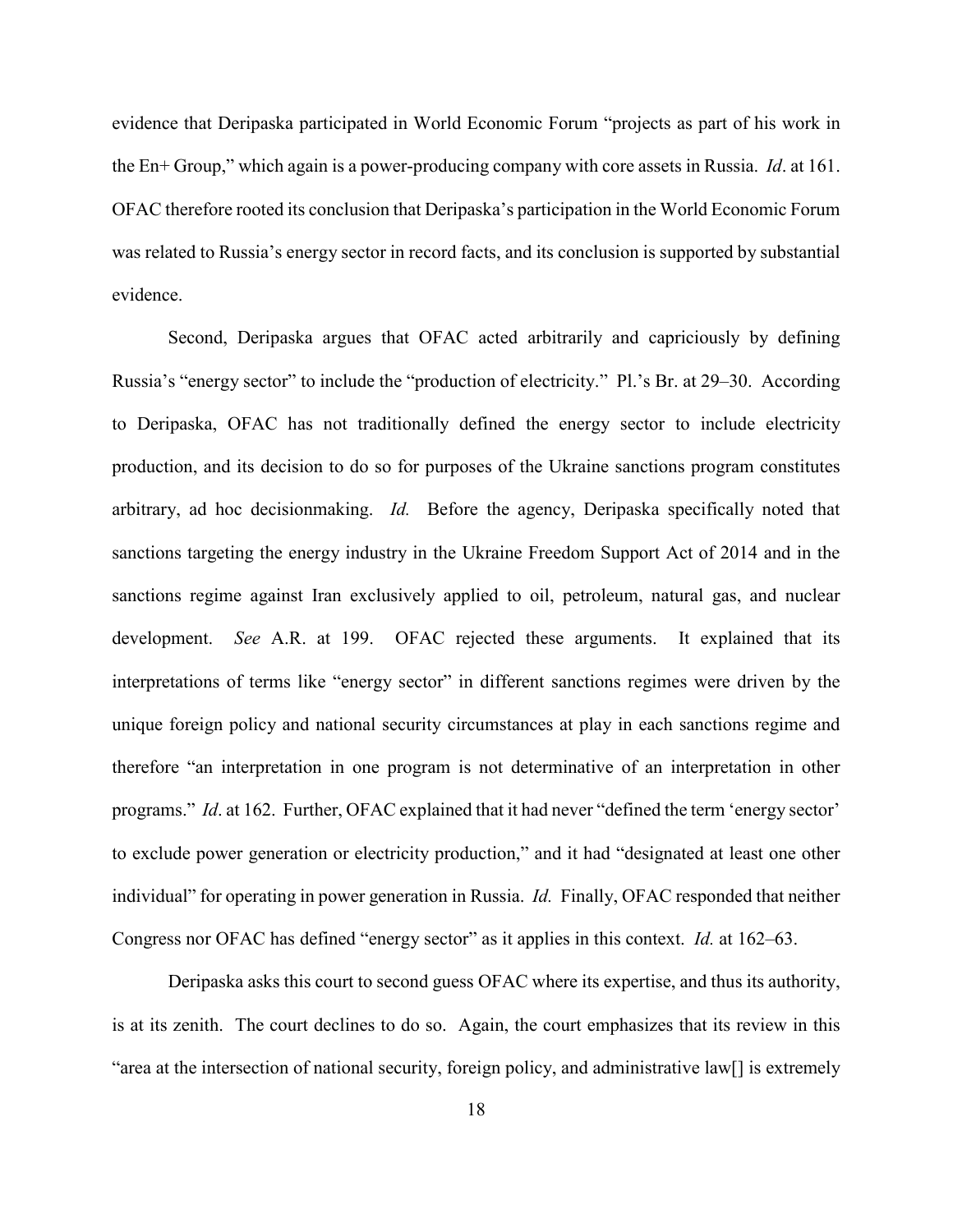evidence that Deripaska participated in World Economic Forum "projects as part of his work in the En+ Group," which again is a power-producing company with core assets in Russia. *Id*. at 161. OFAC therefore rooted its conclusion that Deripaska's participation in the World Economic Forum was related to Russia's energy sector in record facts, and its conclusion is supported by substantial evidence.

Second, Deripaska argues that OFAC acted arbitrarily and capriciously by defining Russia's "energy sector" to include the "production of electricity." Pl.'s Br. at 29–30. According to Deripaska, OFAC has not traditionally defined the energy sector to include electricity production, and its decision to do so for purposes of the Ukraine sanctions program constitutes arbitrary, ad hoc decisionmaking. *Id.* Before the agency, Deripaska specifically noted that sanctions targeting the energy industry in the Ukraine Freedom Support Act of 2014 and in the sanctions regime against Iran exclusively applied to oil, petroleum, natural gas, and nuclear development. *See* A.R. at 199. OFAC rejected these arguments. It explained that its interpretations of terms like "energy sector" in different sanctions regimes were driven by the unique foreign policy and national security circumstances at play in each sanctions regime and therefore "an interpretation in one program is not determinative of an interpretation in other programs." *Id*. at 162. Further, OFAC explained that it had never "defined the term 'energy sector' to exclude power generation or electricity production," and it had "designated at least one other individual" for operating in power generation in Russia. *Id.* Finally, OFAC responded that neither Congress nor OFAC has defined "energy sector" as it applies in this context. *Id.* at 162–63.

Deripaska asks this court to second guess OFAC where its expertise, and thus its authority, is at its zenith. The court declines to do so. Again, the court emphasizes that its review in this "area at the intersection of national security, foreign policy, and administrative law[] is extremely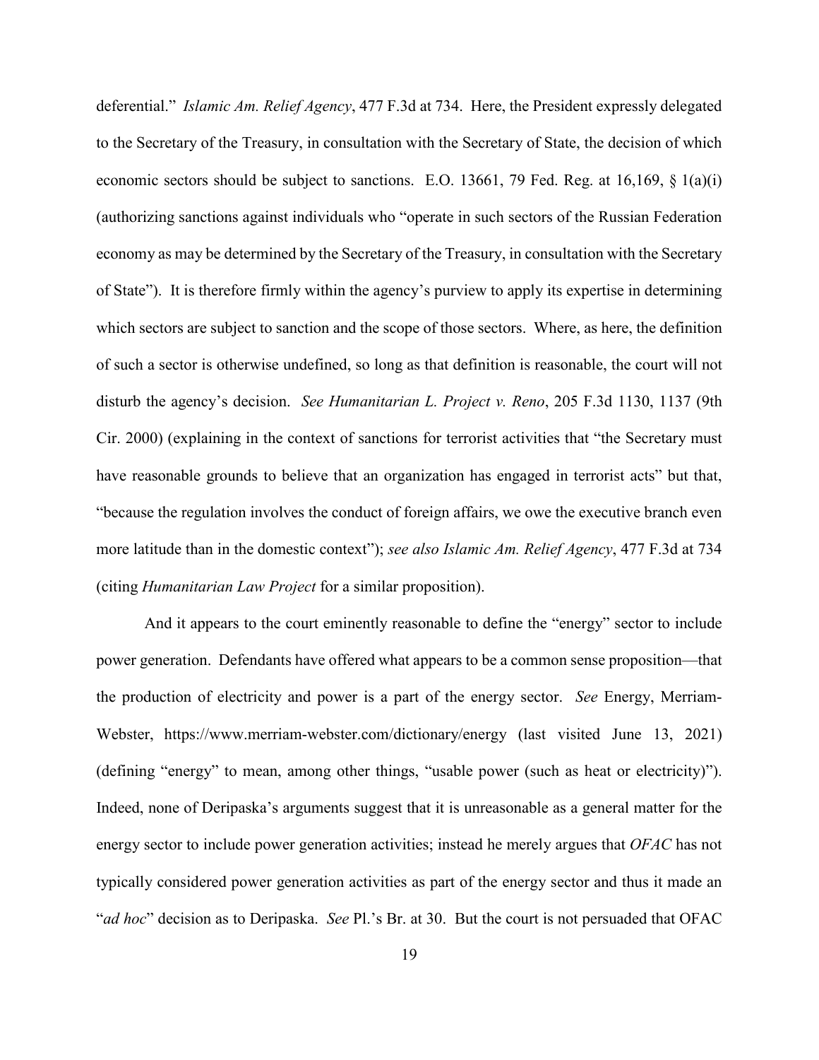deferential." *Islamic Am. Relief Agency*, 477 F.3d at 734. Here, the President expressly delegated to the Secretary of the Treasury, in consultation with the Secretary of State, the decision of which economic sectors should be subject to sanctions. E.O. 13661, 79 Fed. Reg. at 16,169, § 1(a)(i) (authorizing sanctions against individuals who "operate in such sectors of the Russian Federation economy as may be determined by the Secretary of the Treasury, in consultation with the Secretary of State"). It is therefore firmly within the agency's purview to apply its expertise in determining which sectors are subject to sanction and the scope of those sectors. Where, as here, the definition of such a sector is otherwise undefined, so long as that definition is reasonable, the court will not disturb the agency's decision. *See Humanitarian L. Project v. Reno*, 205 F.3d 1130, 1137 (9th Cir. 2000) (explaining in the context of sanctions for terrorist activities that "the Secretary must have reasonable grounds to believe that an organization has engaged in terrorist acts" but that, "because the regulation involves the conduct of foreign affairs, we owe the executive branch even more latitude than in the domestic context"); *see also Islamic Am. Relief Agency*, 477 F.3d at 734 (citing *Humanitarian Law Project* for a similar proposition).

And it appears to the court eminently reasonable to define the "energy" sector to include power generation. Defendants have offered what appears to be a common sense proposition—that the production of electricity and power is a part of the energy sector. *See* Energy, Merriam-Webster, https://www.merriam-webster.com/dictionary/energy (last visited June 13, 2021) (defining "energy" to mean, among other things, "usable power (such as heat or electricity)"). Indeed, none of Deripaska's arguments suggest that it is unreasonable as a general matter for the energy sector to include power generation activities; instead he merely argues that *OFAC* has not typically considered power generation activities as part of the energy sector and thus it made an "*ad hoc*" decision as to Deripaska. *See* Pl.'s Br. at 30. But the court is not persuaded that OFAC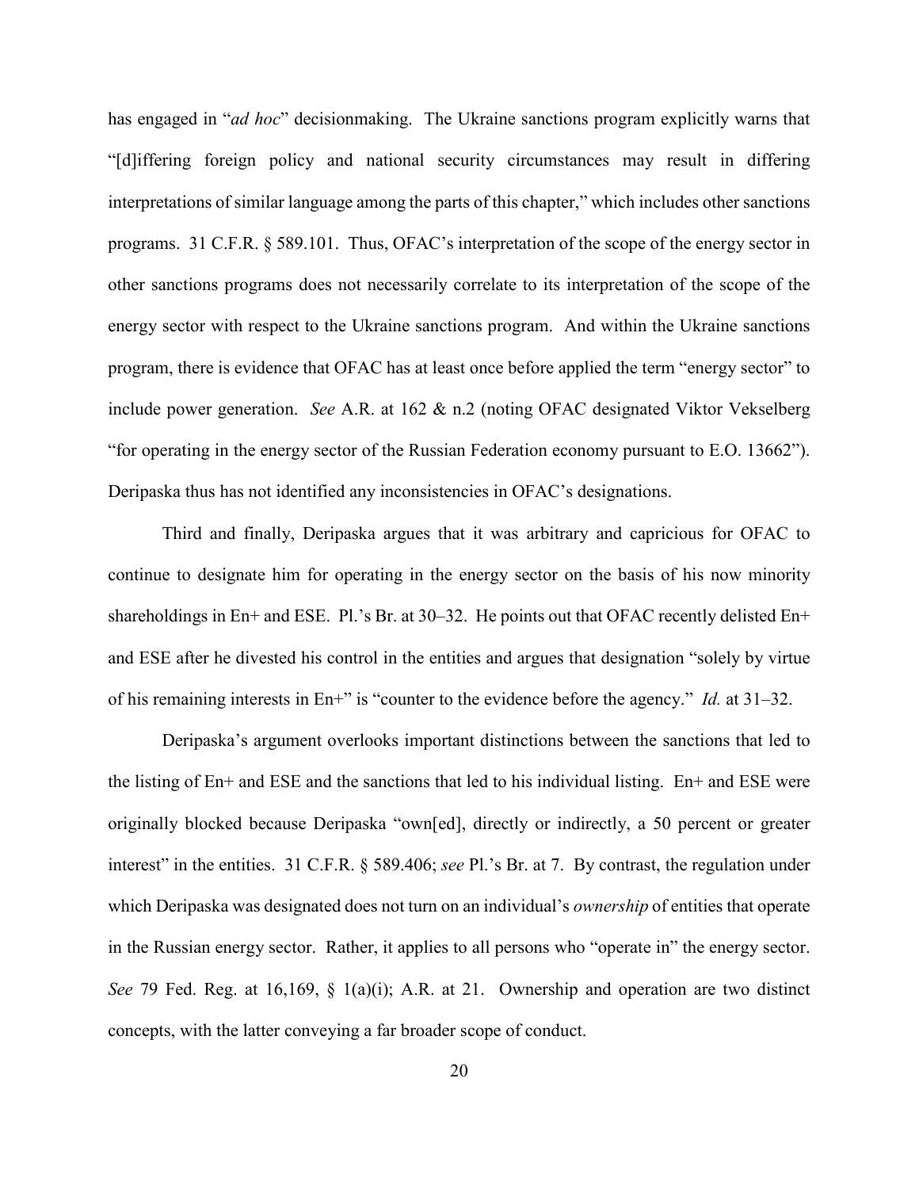has engaged in "*ad hoc*" decisionmaking. The Ukraine sanctions program explicitly warns that "[d]iffering foreign policy and national security circumstances may result in differing interpretations of similar language among the parts of this chapter," which includes other sanctions programs. 31 C.F.R. § 589.101. Thus, OFAC's interpretation of the scope of the energy sector in other sanctions programs does not necessarily correlate to its interpretation of the scope of the energy sector with respect to the Ukraine sanctions program. And within the Ukraine sanctions program, there is evidence that OFAC has at least once before applied the term "energy sector" to include power generation. *See* A.R. at 162 & n.2 (noting OFAC designated Viktor Vekselberg "for operating in the energy sector of the Russian Federation economy pursuant to E.O. 13662"). Deripaska thus has not identified any inconsistencies in OFAC's designations.

Third and finally, Deripaska argues that it was arbitrary and capricious for OFAC to continue to designate him for operating in the energy sector on the basis of his now minority shareholdings in En+ and ESE. Pl.'s Br. at 30–32. He points out that OFAC recently delisted En+ and ESE after he divested his control in the entities and argues that designation "solely by virtue of his remaining interests in En+" is "counter to the evidence before the agency." *Id.* at 31–32.

Deripaska's argument overlooks important distinctions between the sanctions that led to the listing of En+ and ESE and the sanctions that led to his individual listing. En+ and ESE were originally blocked because Deripaska "own[ed], directly or indirectly, a 50 percent or greater interest" in the entities. 31 C.F.R. § 589.406; *see* Pl.'s Br. at 7. By contrast, the regulation under which Deripaska was designated does not turn on an individual's *ownership* of entities that operate in the Russian energy sector. Rather, it applies to all persons who "operate in" the energy sector. *See* 79 Fed. Reg. at 16,169, § 1(a)(i); A.R. at 21. Ownership and operation are two distinct concepts, with the latter conveying a far broader scope of conduct.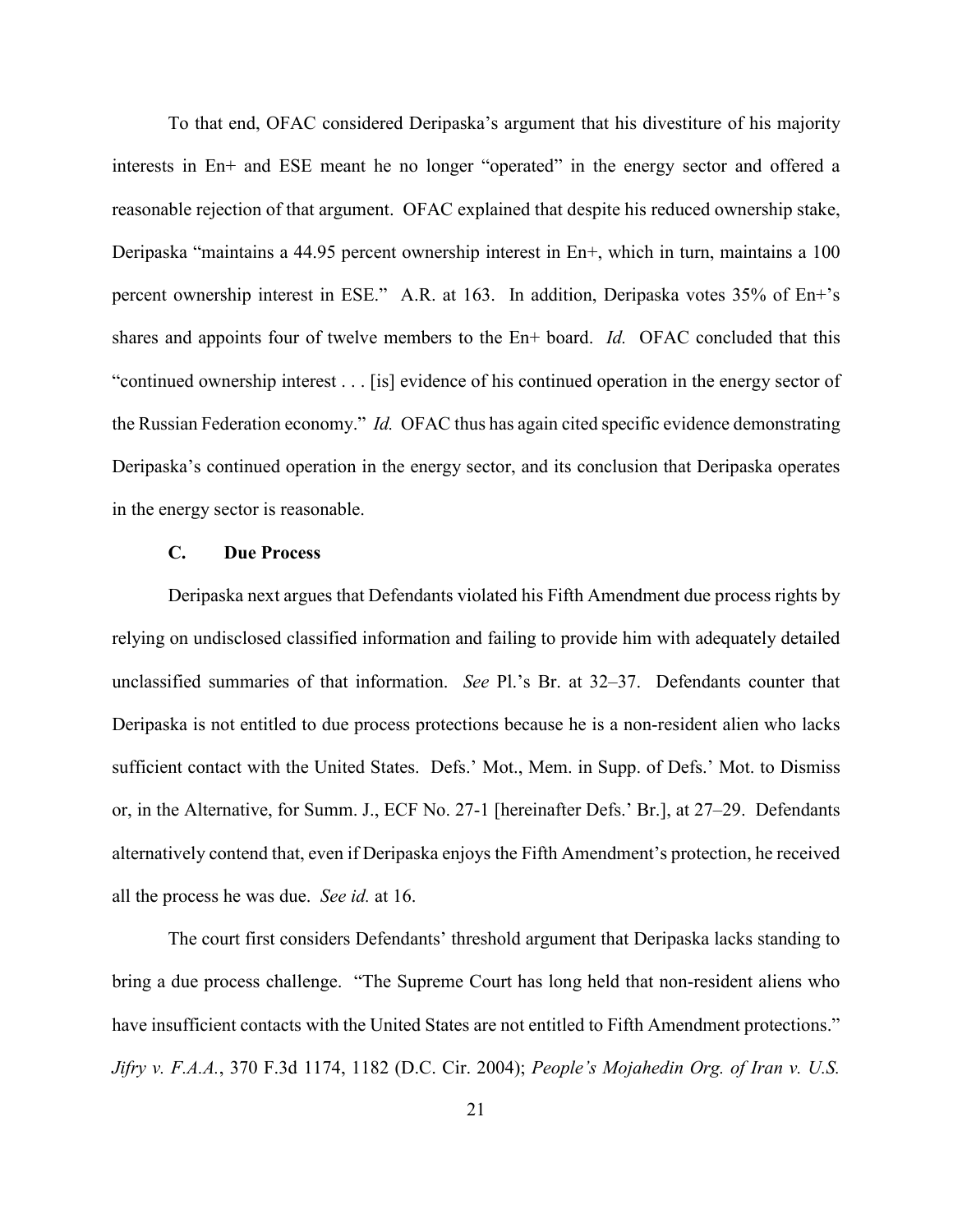To that end, OFAC considered Deripaska's argument that his divestiture of his majority interests in En+ and ESE meant he no longer "operated" in the energy sector and offered a reasonable rejection of that argument. OFAC explained that despite his reduced ownership stake, Deripaska "maintains a 44.95 percent ownership interest in En+, which in turn, maintains a 100 percent ownership interest in ESE." A.R. at 163. In addition, Deripaska votes 35% of En+'s shares and appoints four of twelve members to the En+ board. *Id.* OFAC concluded that this "continued ownership interest . . . [is] evidence of his continued operation in the energy sector of the Russian Federation economy." *Id.* OFAC thus has again cited specific evidence demonstrating Deripaska's continued operation in the energy sector, and its conclusion that Deripaska operates in the energy sector is reasonable.

### C. Due Process

Deripaska next argues that Defendants violated his Fifth Amendment due process rights by relying on undisclosed classified information and failing to provide him with adequately detailed unclassified summaries of that information. *See* Pl.'s Br. at 32–37. Defendants counter that Deripaska is not entitled to due process protections because he is a non-resident alien who lacks sufficient contact with the United States. Defs.' Mot., Mem. in Supp. of Defs.' Mot. to Dismiss or, in the Alternative, for Summ. J., ECF No. 27-1 [hereinafter Defs.' Br.], at 27–29. Defendants alternatively contend that, even if Deripaska enjoys the Fifth Amendment's protection, he received all the process he was due. *See id.* at 16.

The court first considers Defendants' threshold argument that Deripaska lacks standing to bring a due process challenge. "The Supreme Court has long held that non-resident aliens who have insufficient contacts with the United States are not entitled to Fifth Amendment protections." *Jifry v. F.A.A.*, 370 F.3d 1174, 1182 (D.C. Cir. 2004); *People's Mojahedin Org. of Iran v. U.S.*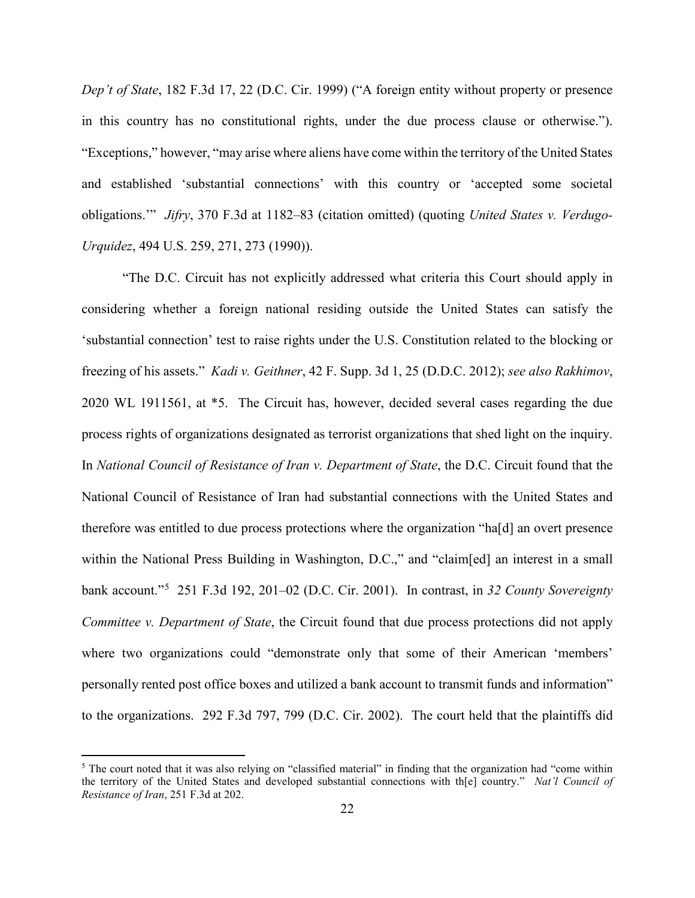*Dep't of State*, 182 F.3d 17, 22 (D.C. Cir. 1999) ("A foreign entity without property or presence in this country has no constitutional rights, under the due process clause or otherwise."). "Exceptions," however, "may arise where aliens have come within the territory of the United States and established 'substantial connections' with this country or 'accepted some societal obligations.'" *Jifry*, 370 F.3d at 1182–83 (citation omitted) (quoting *United States v. Verdugo-Urquidez*, 494 U.S. 259, 271, 273 (1990)).

"The D.C. Circuit has not explicitly addressed what criteria this Court should apply in considering whether a foreign national residing outside the United States can satisfy the 'substantial connection' test to raise rights under the U.S. Constitution related to the blocking or freezing of his assets." *Kadi v. Geithner*, 42 F. Supp. 3d 1, 25 (D.D.C. 2012); *see also Rakhimov*, 2020 WL 1911561, at *5. The Circuit has, however, decided several cases regarding the due process rights of organizations designated as terrorist organizations that shed light on the inquiry. In *National Council of Resistance of Iran v. Department of State*, the D.C. Circuit found that the National Council of Resistance of Iran had substantial connections with the United States and therefore was entitled to due process protections where the organization "ha[d] an overt presence within the National Press Building in Washington, D.C.," and "claim[ed] an interest in a small bank account."[5] 251 F.3d 192, 201–02 (D.C. Cir. 2001). In contrast, in *32 County Sovereignty Committee v. Department of State*, the Circuit found that due process protections did not apply where two organizations could "demonstrate only that some of their American 'members' personally rented post office boxes and utilized a bank account to transmit funds and information" to the organizations. 292 F.3d 797, 799 (D.C. Cir. 2002). The court held that the plaintiffs did

---

[5] The court noted that it was also relying on "classified material" in finding that the organization had "come within the territory of the United States and developed substantial connections with th[e] country." *Nat'l Council of Resistance of Iran*, 251 F.3d at 202.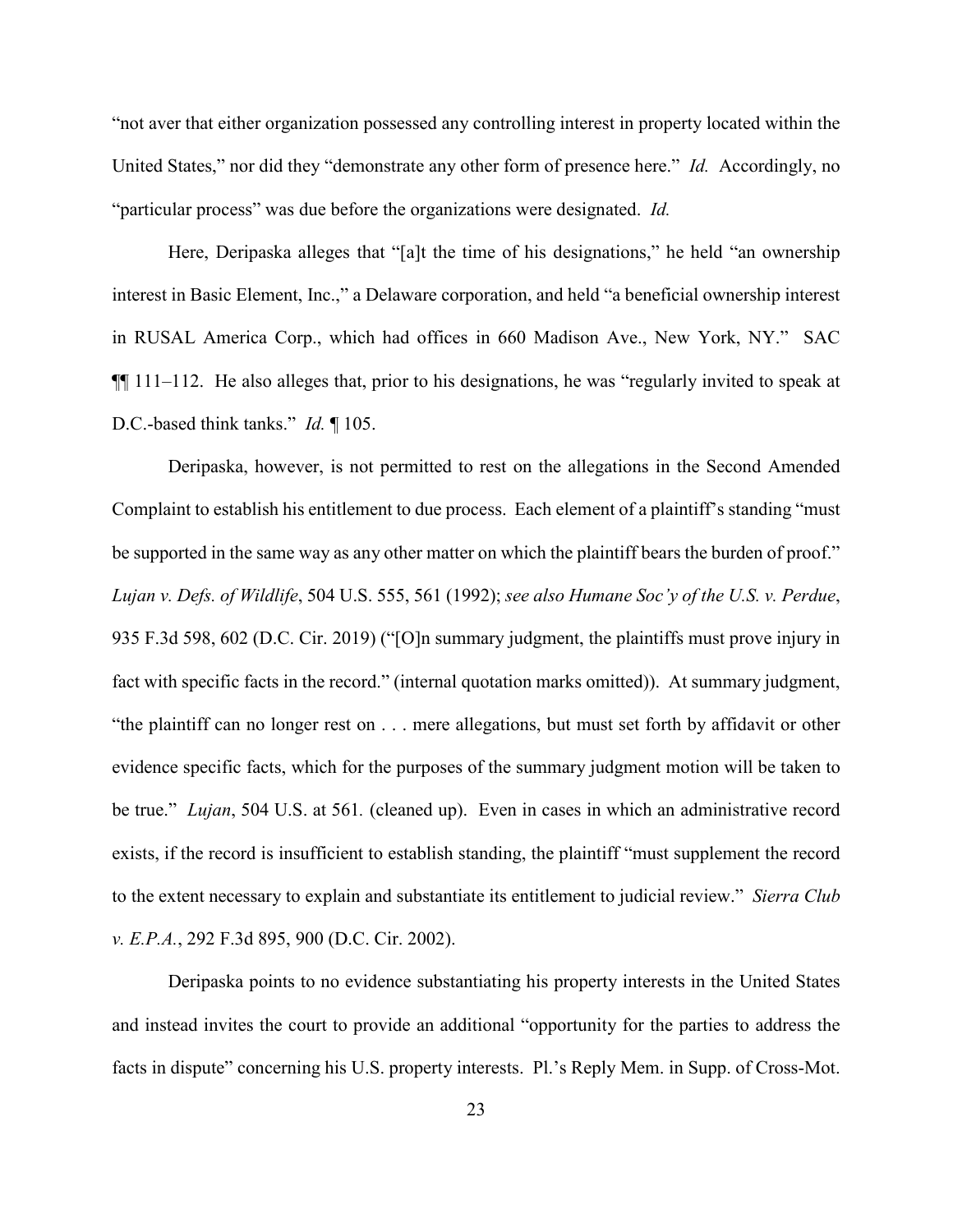"not aver that either organization possessed any controlling interest in property located within the United States," nor did they "demonstrate any other form of presence here." *Id.* Accordingly, no "particular process" was due before the organizations were designated. *Id.*

Here, Deripaska alleges that "[a]t the time of his designations," he held "an ownership interest in Basic Element, Inc.," a Delaware corporation, and held "a beneficial ownership interest in RUSAL America Corp., which had offices in 660 Madison Ave., New York, NY." SAC ¶¶ 111–112. He also alleges that, prior to his designations, he was "regularly invited to speak at D.C.-based think tanks." *Id.* ¶ 105.

Deripaska, however, is not permitted to rest on the allegations in the Second Amended Complaint to establish his entitlement to due process. Each element of a plaintiff's standing "must be supported in the same way as any other matter on which the plaintiff bears the burden of proof." *Lujan v. Defs. of Wildlife*, 504 U.S. 555, 561 (1992); *see also Humane Soc'y of the U.S. v. Perdue*, 935 F.3d 598, 602 (D.C. Cir. 2019) ("[O]n summary judgment, the plaintiffs must prove injury in fact with specific facts in the record." (internal quotation marks omitted)). At summary judgment, "the plaintiff can no longer rest on . . . mere allegations, but must set forth by affidavit or other evidence specific facts, which for the purposes of the summary judgment motion will be taken to be true." *Lujan*, 504 U.S. at 561. (cleaned up). Even in cases in which an administrative record exists, if the record is insufficient to establish standing, the plaintiff "must supplement the record to the extent necessary to explain and substantiate its entitlement to judicial review." *Sierra Club v. E.P.A.*, 292 F.3d 895, 900 (D.C. Cir. 2002).

Deripaska points to no evidence substantiating his property interests in the United States and instead invites the court to provide an additional "opportunity for the parties to address the facts in dispute" concerning his U.S. property interests. Pl.'s Reply Mem. in Supp. of Cross-Mot.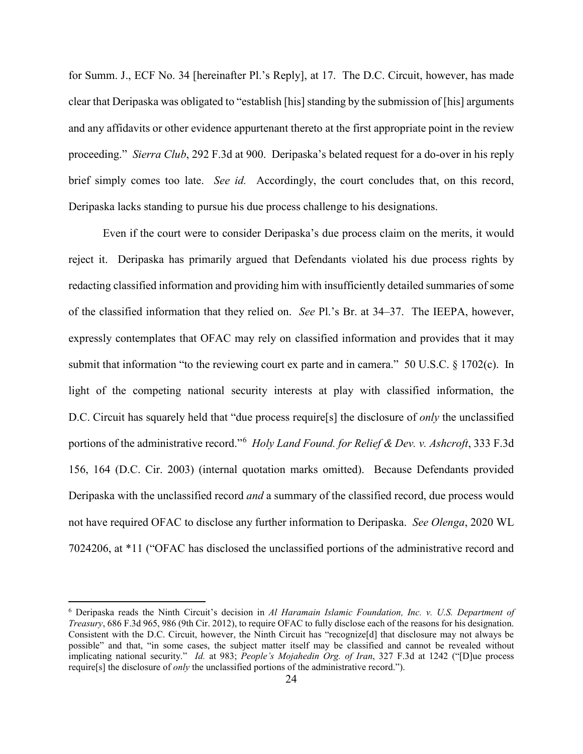for Summ. J., ECF No. 34 [hereinafter Pl.'s Reply], at 17. The D.C. Circuit, however, has made clear that Deripaska was obligated to "establish [his] standing by the submission of [his] arguments and any affidavits or other evidence appurtenant thereto at the first appropriate point in the review proceeding." *Sierra Club*, 292 F.3d at 900. Deripaska's belated request for a do-over in his reply brief simply comes too late. *See id.* Accordingly, the court concludes that, on this record, Deripaska lacks standing to pursue his due process challenge to his designations.

Even if the court were to consider Deripaska's due process claim on the merits, it would reject it. Deripaska has primarily argued that Defendants violated his due process rights by redacting classified information and providing him with insufficiently detailed summaries of some of the classified information that they relied on. *See* Pl.'s Br. at 34–37. The IEEPA, however, expressly contemplates that OFAC may rely on classified information and provides that it may submit that information "to the reviewing court ex parte and in camera." 50 U.S.C. § 1702(c). In light of the competing national security interests at play with classified information, the D.C. Circuit has squarely held that "due process require[s] the disclosure of *only* the unclassified portions of the administrative record."[6] *Holy Land Found. for Relief & Dev. v. Ashcroft*, 333 F.3d 156, 164 (D.C. Cir. 2003) (internal quotation marks omitted). Because Defendants provided Deripaska with the unclassified record *and* a summary of the classified record, due process would not have required OFAC to disclose any further information to Deripaska. *See Olenga*, 2020 WL 7024206, at *11 ("OFAC has disclosed the unclassified portions of the administrative record and

[6] Deripaska reads the Ninth Circuit's decision in *Al Haramain Islamic Foundation, Inc. v. U.S. Department of Treasury*, 686 F.3d 965, 986 (9th Cir. 2012), to require OFAC to fully disclose each of the reasons for his designation. Consistent with the D.C. Circuit, however, the Ninth Circuit has "recognize[d] that disclosure may not always be possible" and that, "in some cases, the subject matter itself may be classified and cannot be revealed without implicating national security." *Id.* at 983; *People's Mojahedin Org. of Iran*, 327 F.3d at 1242 ("[D]ue process require[s] the disclosure of *only* the unclassified portions of the administrative record.").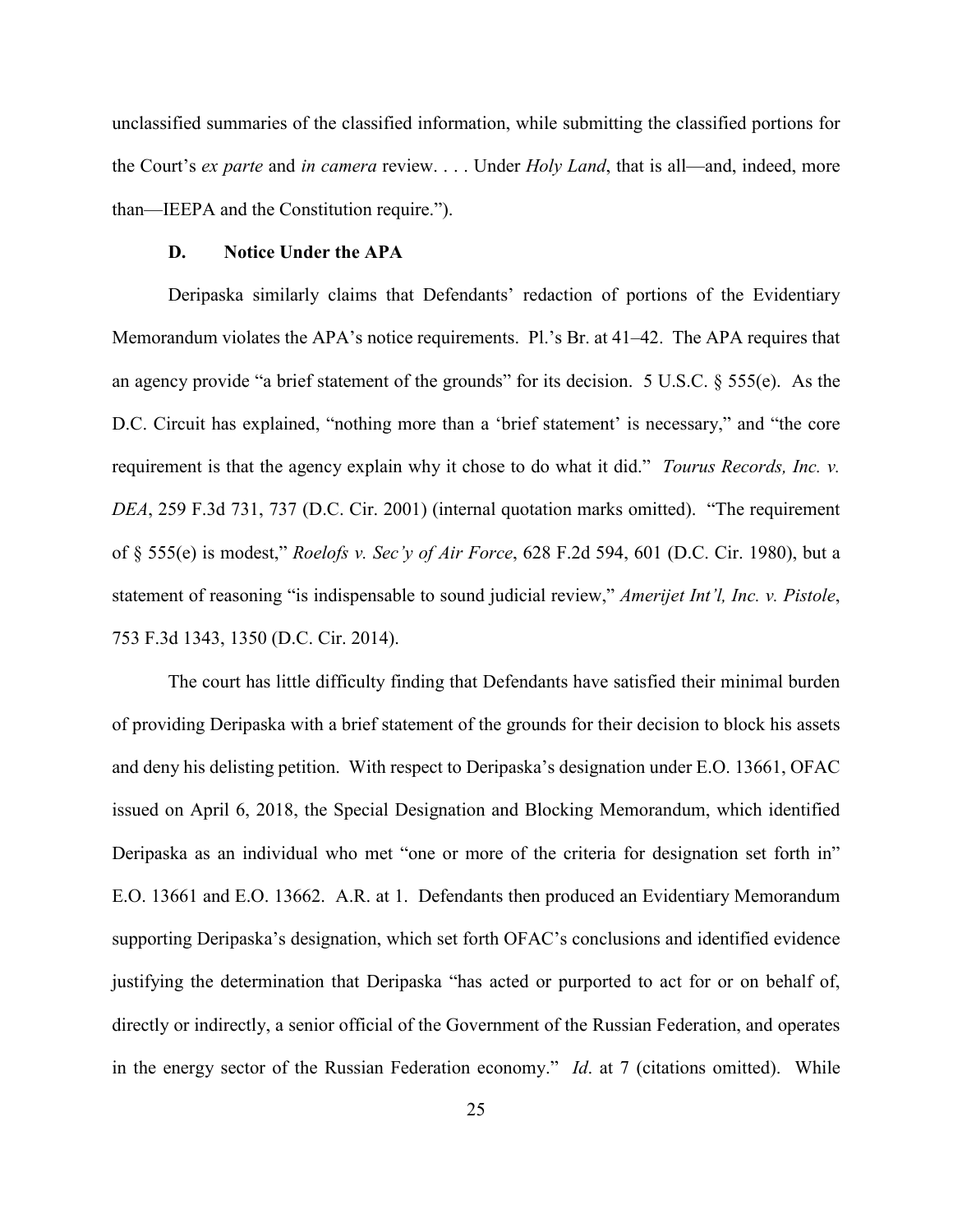unclassified summaries of the classified information, while submitting the classified portions for the Court's *ex parte* and *in camera* review. . . . Under *Holy Land*, that is all—and, indeed, more than—IEEPA and the Constitution require.").

### D. Notice Under the APA

Deripaska similarly claims that Defendants' redaction of portions of the Evidentiary Memorandum violates the APA's notice requirements. Pl.'s Br. at 41–42. The APA requires that an agency provide "a brief statement of the grounds" for its decision. 5 U.S.C. § 555(e). As the D.C. Circuit has explained, "nothing more than a 'brief statement' is necessary," and "the core requirement is that the agency explain why it chose to do what it did." *Tourus Records, Inc. v. DEA*, 259 F.3d 731, 737 (D.C. Cir. 2001) (internal quotation marks omitted). "The requirement of § 555(e) is modest," *Roelofs v. Sec'y of Air Force*, 628 F.2d 594, 601 (D.C. Cir. 1980), but a statement of reasoning "is indispensable to sound judicial review," *Amerijet Int'l, Inc. v. Pistole*, 753 F.3d 1343, 1350 (D.C. Cir. 2014).

The court has little difficulty finding that Defendants have satisfied their minimal burden of providing Deripaska with a brief statement of the grounds for their decision to block his assets and deny his delisting petition. With respect to Deripaska's designation under E.O. 13661, OFAC issued on April 6, 2018, the Special Designation and Blocking Memorandum, which identified Deripaska as an individual who met "one or more of the criteria for designation set forth in" E.O. 13661 and E.O. 13662. A.R. at 1. Defendants then produced an Evidentiary Memorandum supporting Deripaska's designation, which set forth OFAC's conclusions and identified evidence justifying the determination that Deripaska "has acted or purported to act for or on behalf of, directly or indirectly, a senior official of the Government of the Russian Federation, and operates in the energy sector of the Russian Federation economy." *Id*. at 7 (citations omitted). While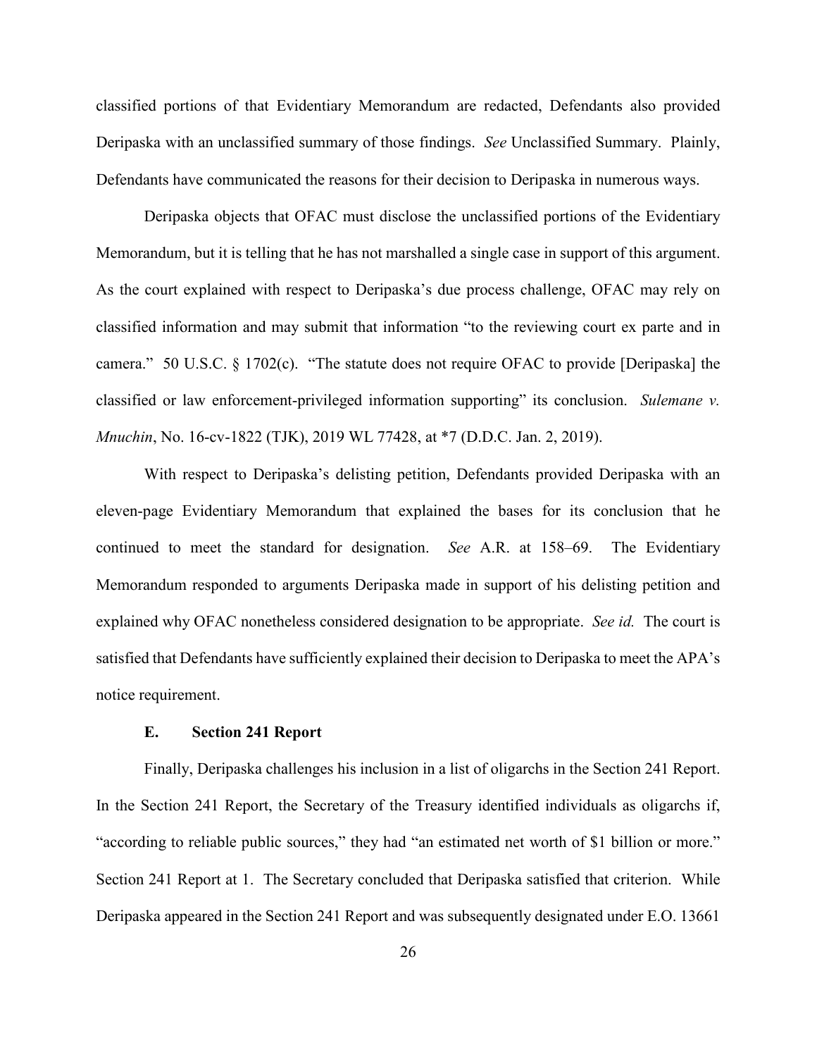classified portions of that Evidentiary Memorandum are redacted, Defendants also provided Deripaska with an unclassified summary of those findings. *See* Unclassified Summary. Plainly, Defendants have communicated the reasons for their decision to Deripaska in numerous ways.

Deripaska objects that OFAC must disclose the unclassified portions of the Evidentiary Memorandum, but it is telling that he has not marshalled a single case in support of this argument. As the court explained with respect to Deripaska's due process challenge, OFAC may rely on classified information and may submit that information "to the reviewing court ex parte and in camera." 50 U.S.C. § 1702(c). "The statute does not require OFAC to provide [Deripaska] the classified or law enforcement-privileged information supporting" its conclusion. *Sulemane v. Mnuchin*, No. 16-cv-1822 (TJK), 2019 WL 77428, at *7 (D.D.C. Jan. 2, 2019).

With respect to Deripaska's delisting petition, Defendants provided Deripaska with an eleven-page Evidentiary Memorandum that explained the bases for its conclusion that he continued to meet the standard for designation. *See* A.R. at 158–69. The Evidentiary Memorandum responded to arguments Deripaska made in support of his delisting petition and explained why OFAC nonetheless considered designation to be appropriate. *See id.* The court is satisfied that Defendants have sufficiently explained their decision to Deripaska to meet the APA's notice requirement.

### E. Section 241 Report

Finally, Deripaska challenges his inclusion in a list of oligarchs in the Section 241 Report. In the Section 241 Report, the Secretary of the Treasury identified individuals as oligarchs if, "according to reliable public sources," they had "an estimated net worth of $1 billion or more." Section 241 Report at 1. The Secretary concluded that Deripaska satisfied that criterion. While Deripaska appeared in the Section 241 Report and was subsequently designated under E.O. 13661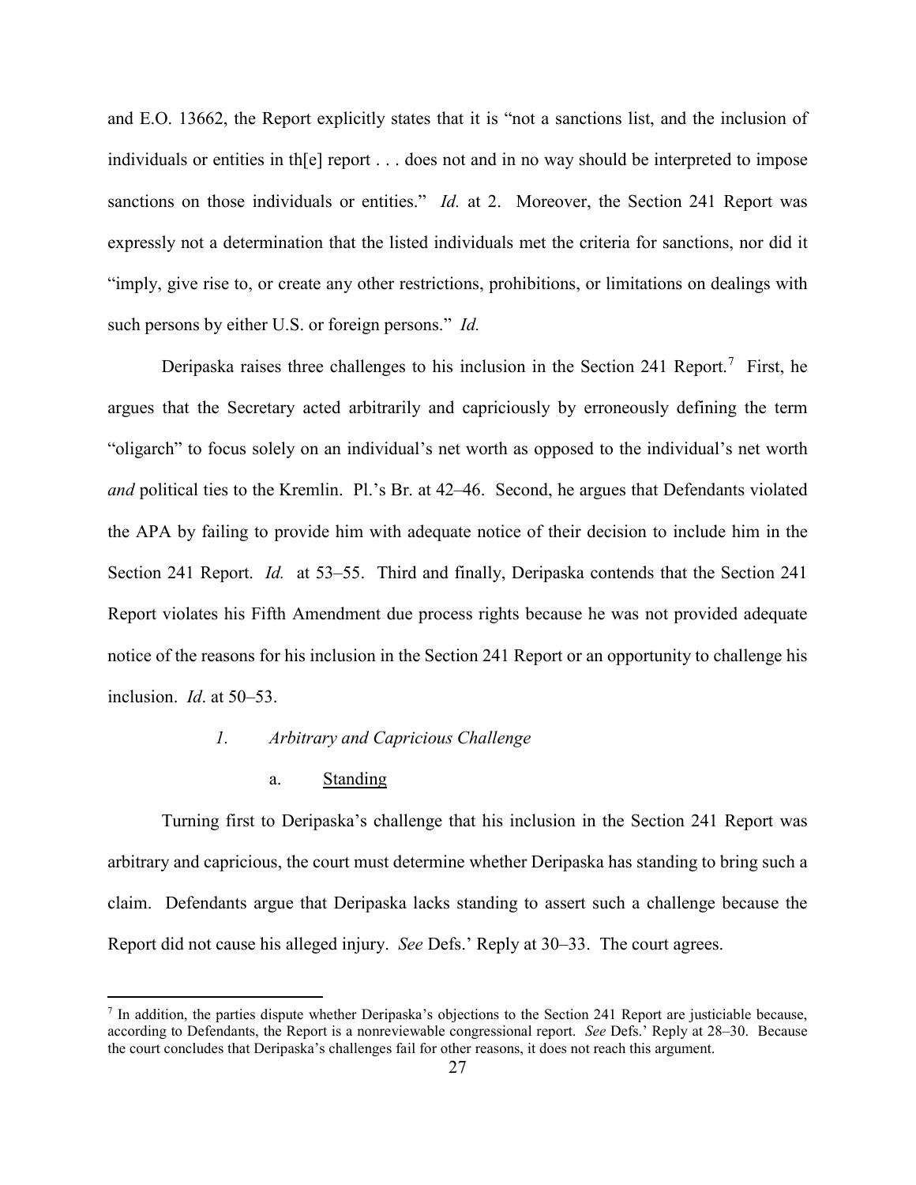and E.O. 13662, the Report explicitly states that it is "not a sanctions list, and the inclusion of individuals or entities in th[e] report . . . does not and in no way should be interpreted to impose sanctions on those individuals or entities." *Id.* at 2. Moreover, the Section 241 Report was expressly not a determination that the listed individuals met the criteria for sanctions, nor did it "imply, give rise to, or create any other restrictions, prohibitions, or limitations on dealings with such persons by either U.S. or foreign persons." *Id.*

Deripaska raises three challenges to his inclusion in the Section 241 Report.[7] First, he argues that the Secretary acted arbitrarily and capriciously by erroneously defining the term "oligarch" to focus solely on an individual's net worth as opposed to the individual's net worth *and* political ties to the Kremlin. Pl.'s Br. at 42–46. Second, he argues that Defendants violated the APA by failing to provide him with adequate notice of their decision to include him in the Section 241 Report. *Id.* at 53–55. Third and finally, Deripaska contends that the Section 241 Report violates his Fifth Amendment due process rights because he was not provided adequate notice of the reasons for his inclusion in the Section 241 Report or an opportunity to challenge his inclusion. *Id*. at 50–53.

*1. Arbitrary and Capricious Challenge*

a. Standing

Turning first to Deripaska's challenge that his inclusion in the Section 241 Report was arbitrary and capricious, the court must determine whether Deripaska has standing to bring such a claim. Defendants argue that Deripaska lacks standing to assert such a challenge because the Report did not cause his alleged injury. *See* Defs.' Reply at 30–33. The court agrees.

---

[7] In addition, the parties dispute whether Deripaska's objections to the Section 241 Report are justiciable because, according to Defendants, the Report is a nonreviewable congressional report. *See* Defs.' Reply at 28–30. Because the court concludes that Deripaska's challenges fail for other reasons, it does not reach this argument.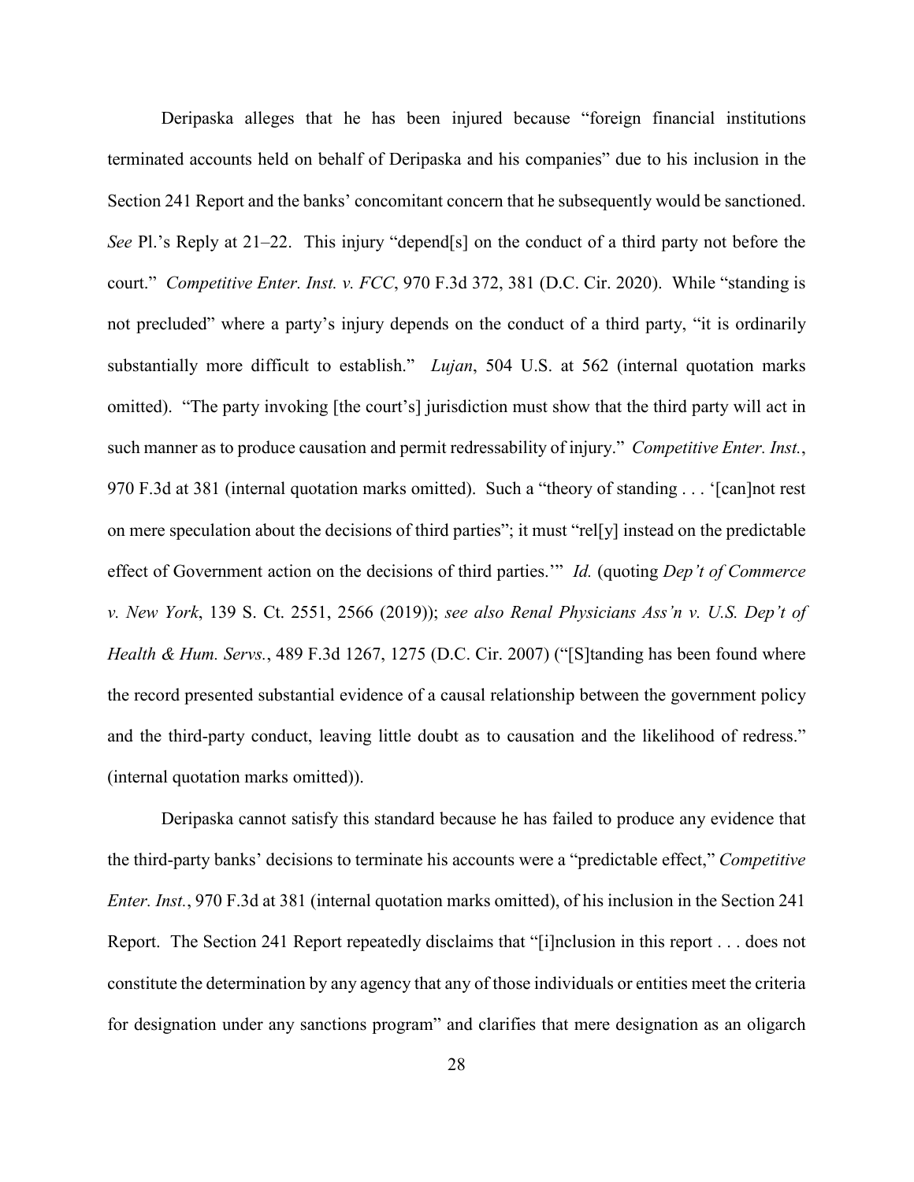Deripaska alleges that he has been injured because "foreign financial institutions terminated accounts held on behalf of Deripaska and his companies" due to his inclusion in the Section 241 Report and the banks' concomitant concern that he subsequently would be sanctioned. *See* Pl.'s Reply at 21–22. This injury "depend[s] on the conduct of a third party not before the court." *Competitive Enter. Inst. v. FCC*, 970 F.3d 372, 381 (D.C. Cir. 2020). While "standing is not precluded" where a party's injury depends on the conduct of a third party, "it is ordinarily substantially more difficult to establish." *Lujan*, 504 U.S. at 562 (internal quotation marks omitted). "The party invoking [the court's] jurisdiction must show that the third party will act in such manner as to produce causation and permit redressability of injury." *Competitive Enter. Inst.*, 970 F.3d at 381 (internal quotation marks omitted). Such a "theory of standing . . . '[can]not rest on mere speculation about the decisions of third parties"; it must "rel[y] instead on the predictable effect of Government action on the decisions of third parties.'" *Id.* (quoting *Dep't of Commerce v. New York*, 139 S. Ct. 2551, 2566 (2019)); *see also Renal Physicians Ass'n v. U.S. Dep't of Health & Hum. Servs.*, 489 F.3d 1267, 1275 (D.C. Cir. 2007) ("[S]tanding has been found where the record presented substantial evidence of a causal relationship between the government policy and the third-party conduct, leaving little doubt as to causation and the likelihood of redress." (internal quotation marks omitted)).

Deripaska cannot satisfy this standard because he has failed to produce any evidence that the third-party banks' decisions to terminate his accounts were a "predictable effect," *Competitive Enter. Inst.*, 970 F.3d at 381 (internal quotation marks omitted), of his inclusion in the Section 241 Report. The Section 241 Report repeatedly disclaims that "[i]nclusion in this report . . . does not constitute the determination by any agency that any of those individuals or entities meet the criteria for designation under any sanctions program" and clarifies that mere designation as an oligarch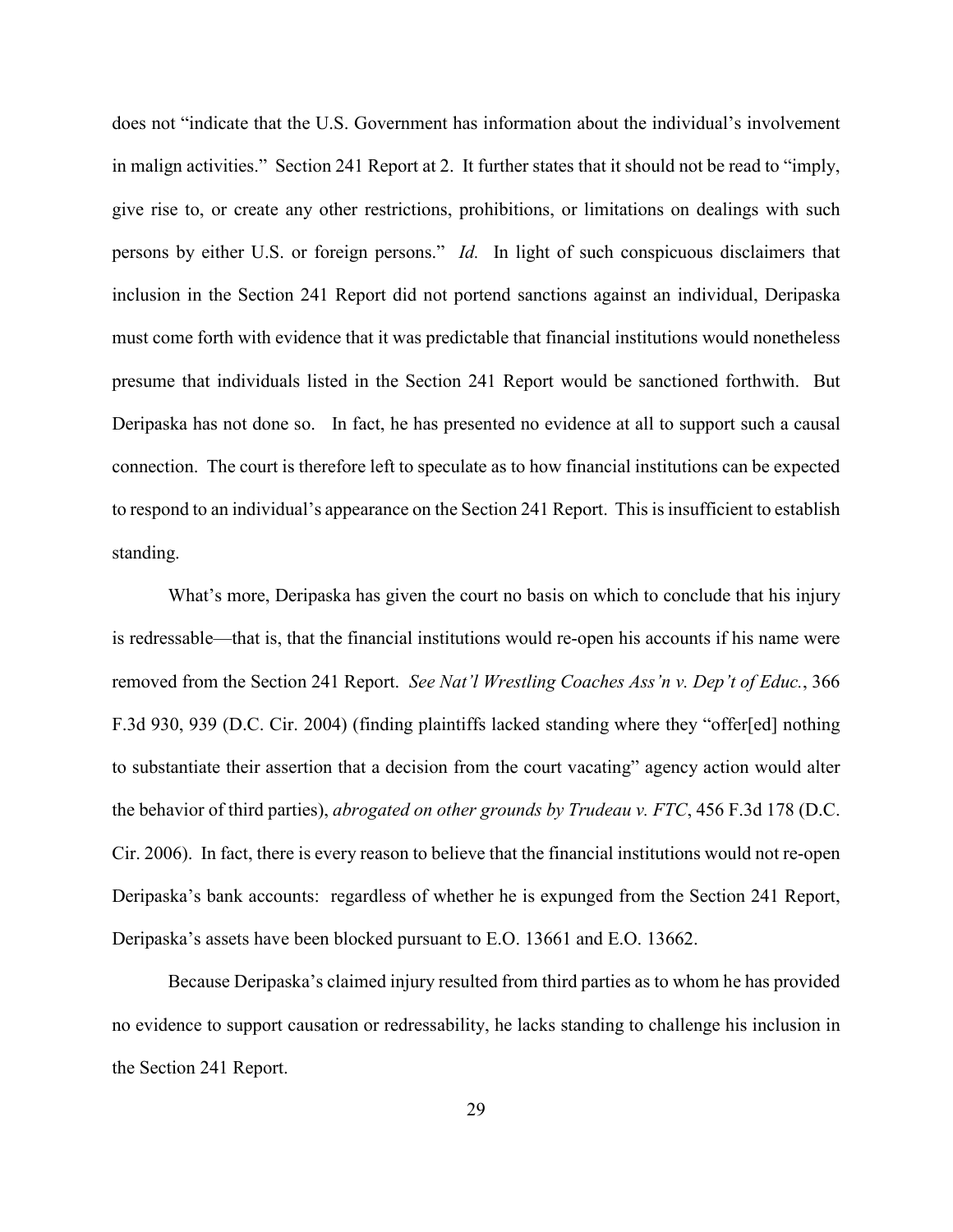does not "indicate that the U.S. Government has information about the individual's involvement in malign activities." Section 241 Report at 2. It further states that it should not be read to "imply, give rise to, or create any other restrictions, prohibitions, or limitations on dealings with such persons by either U.S. or foreign persons." *Id.* In light of such conspicuous disclaimers that inclusion in the Section 241 Report did not portend sanctions against an individual, Deripaska must come forth with evidence that it was predictable that financial institutions would nonetheless presume that individuals listed in the Section 241 Report would be sanctioned forthwith. But Deripaska has not done so. In fact, he has presented no evidence at all to support such a causal connection. The court is therefore left to speculate as to how financial institutions can be expected to respond to an individual's appearance on the Section 241 Report. This is insufficient to establish standing.

What's more, Deripaska has given the court no basis on which to conclude that his injury is redressable—that is, that the financial institutions would re-open his accounts if his name were removed from the Section 241 Report. *See Nat'l Wrestling Coaches Ass'n v. Dep't of Educ.*, 366 F.3d 930, 939 (D.C. Cir. 2004) (finding plaintiffs lacked standing where they "offer[ed] nothing to substantiate their assertion that a decision from the court vacating" agency action would alter the behavior of third parties), *abrogated on other grounds by Trudeau v. FTC*, 456 F.3d 178 (D.C. Cir. 2006). In fact, there is every reason to believe that the financial institutions would not re-open Deripaska's bank accounts: regardless of whether he is expunged from the Section 241 Report, Deripaska's assets have been blocked pursuant to E.O. 13661 and E.O. 13662.

Because Deripaska's claimed injury resulted from third parties as to whom he has provided no evidence to support causation or redressability, he lacks standing to challenge his inclusion in the Section 241 Report.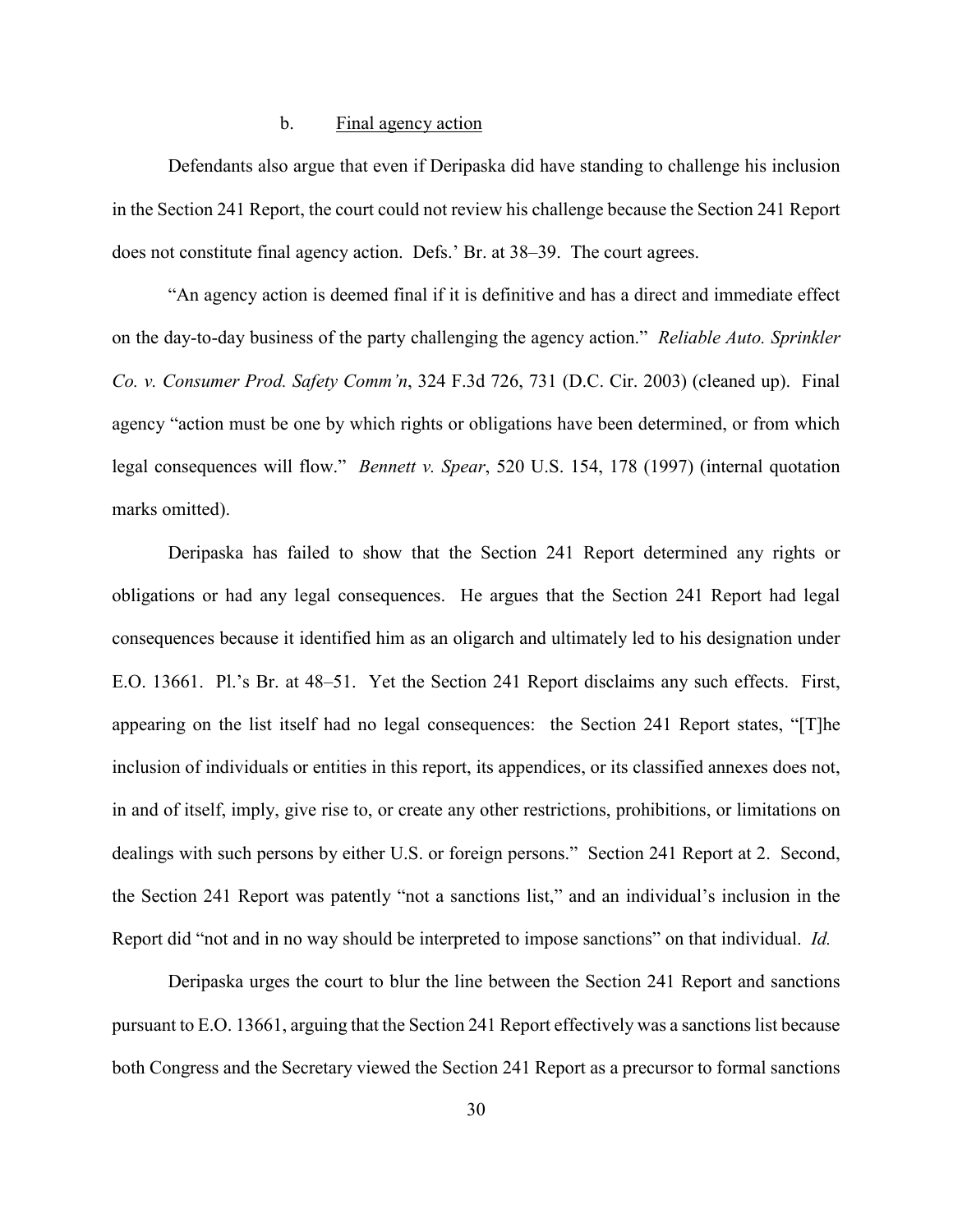#### b. Final agency action

Defendants also argue that even if Deripaska did have standing to challenge his inclusion in the Section 241 Report, the court could not review his challenge because the Section 241 Report does not constitute final agency action. Defs.' Br. at 38–39. The court agrees.

"An agency action is deemed final if it is definitive and has a direct and immediate effect on the day-to-day business of the party challenging the agency action." *Reliable Auto. Sprinkler Co. v. Consumer Prod. Safety Comm'n*, 324 F.3d 726, 731 (D.C. Cir. 2003) (cleaned up). Final agency "action must be one by which rights or obligations have been determined, or from which legal consequences will flow." *Bennett v. Spear*, 520 U.S. 154, 178 (1997) (internal quotation marks omitted).

Deripaska has failed to show that the Section 241 Report determined any rights or obligations or had any legal consequences. He argues that the Section 241 Report had legal consequences because it identified him as an oligarch and ultimately led to his designation under E.O. 13661. Pl.'s Br. at 48–51. Yet the Section 241 Report disclaims any such effects. First, appearing on the list itself had no legal consequences: the Section 241 Report states, "[T]he inclusion of individuals or entities in this report, its appendices, or its classified annexes does not, in and of itself, imply, give rise to, or create any other restrictions, prohibitions, or limitations on dealings with such persons by either U.S. or foreign persons." Section 241 Report at 2. Second, the Section 241 Report was patently "not a sanctions list," and an individual's inclusion in the Report did "not and in no way should be interpreted to impose sanctions" on that individual. *Id.*

Deripaska urges the court to blur the line between the Section 241 Report and sanctions pursuant to E.O. 13661, arguing that the Section 241 Report effectively was a sanctions list because both Congress and the Secretary viewed the Section 241 Report as a precursor to formal sanctions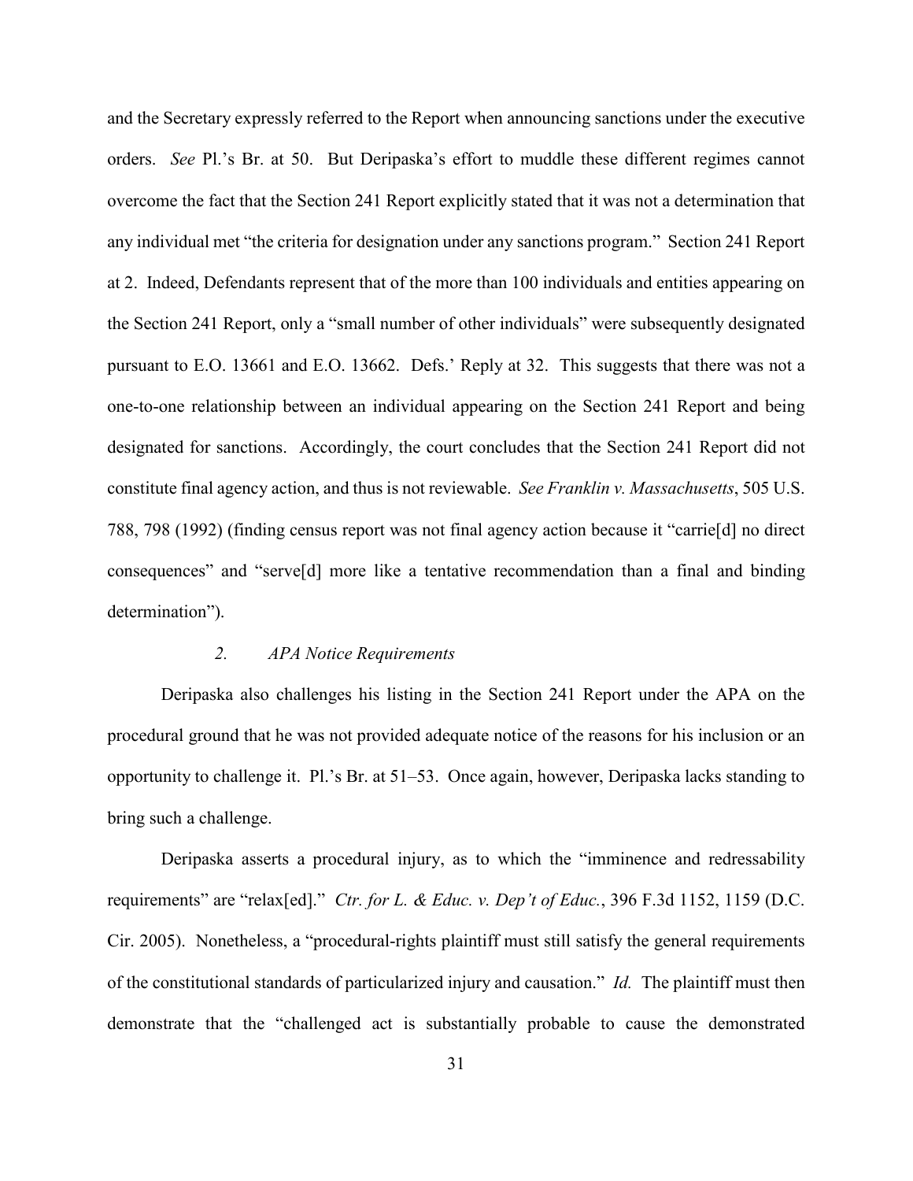and the Secretary expressly referred to the Report when announcing sanctions under the executive orders. *See* Pl.'s Br. at 50. But Deripaska's effort to muddle these different regimes cannot overcome the fact that the Section 241 Report explicitly stated that it was not a determination that any individual met "the criteria for designation under any sanctions program." Section 241 Report at 2. Indeed, Defendants represent that of the more than 100 individuals and entities appearing on the Section 241 Report, only a "small number of other individuals" were subsequently designated pursuant to E.O. 13661 and E.O. 13662. Defs.' Reply at 32. This suggests that there was not a one-to-one relationship between an individual appearing on the Section 241 Report and being designated for sanctions. Accordingly, the court concludes that the Section 241 Report did not constitute final agency action, and thus is not reviewable. *See Franklin v. Massachusetts*, 505 U.S. 788, 798 (1992) (finding census report was not final agency action because it "carrie[d] no direct consequences" and "serve[d] more like a tentative recommendation than a final and binding determination").

### *2. APA Notice Requirements*

Deripaska also challenges his listing in the Section 241 Report under the APA on the procedural ground that he was not provided adequate notice of the reasons for his inclusion or an opportunity to challenge it. Pl.'s Br. at 51–53. Once again, however, Deripaska lacks standing to bring such a challenge.

Deripaska asserts a procedural injury, as to which the "imminence and redressability requirements" are "relax[ed]." *Ctr. for L. & Educ. v. Dep't of Educ.*, 396 F.3d 1152, 1159 (D.C. Cir. 2005). Nonetheless, a "procedural-rights plaintiff must still satisfy the general requirements of the constitutional standards of particularized injury and causation." *Id.* The plaintiff must then demonstrate that the "challenged act is substantially probable to cause the demonstrated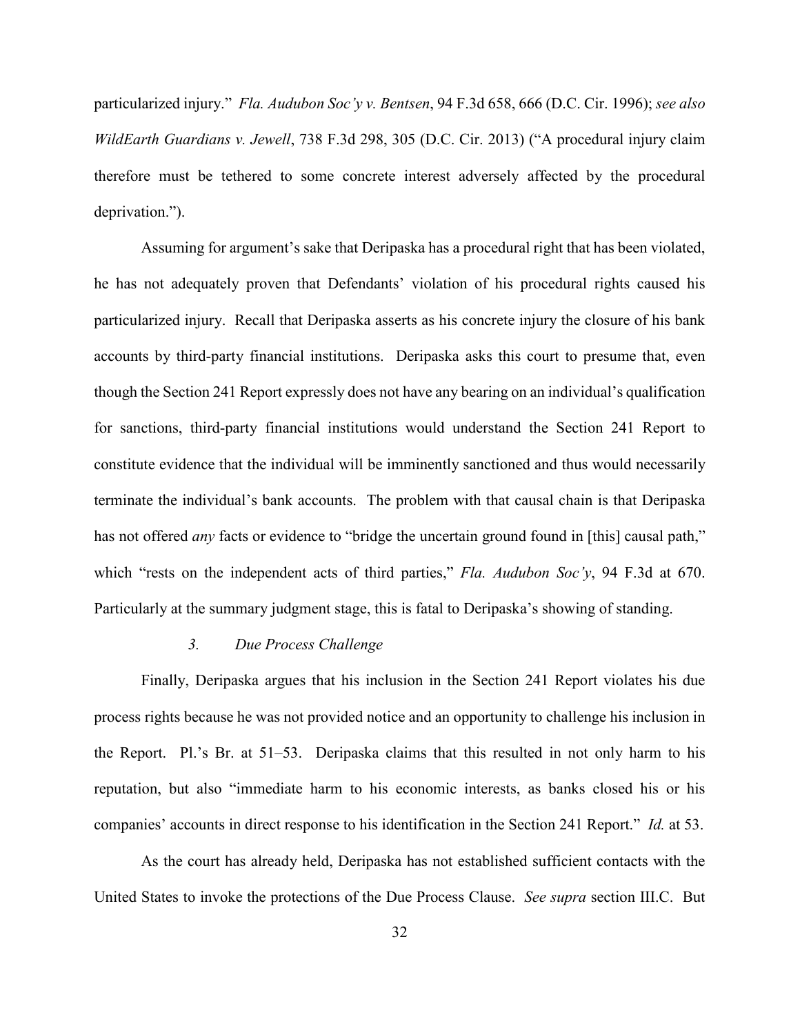particularized injury." *Fla. Audubon Soc'y v. Bentsen*, 94 F.3d 658, 666 (D.C. Cir. 1996); *see also WildEarth Guardians v. Jewell*, 738 F.3d 298, 305 (D.C. Cir. 2013) ("A procedural injury claim therefore must be tethered to some concrete interest adversely affected by the procedural deprivation.").

Assuming for argument's sake that Deripaska has a procedural right that has been violated, he has not adequately proven that Defendants' violation of his procedural rights caused his particularized injury. Recall that Deripaska asserts as his concrete injury the closure of his bank accounts by third-party financial institutions. Deripaska asks this court to presume that, even though the Section 241 Report expressly does not have any bearing on an individual's qualification for sanctions, third-party financial institutions would understand the Section 241 Report to constitute evidence that the individual will be imminently sanctioned and thus would necessarily terminate the individual's bank accounts. The problem with that causal chain is that Deripaska has not offered *any* facts or evidence to "bridge the uncertain ground found in [this] causal path," which "rests on the independent acts of third parties," *Fla. Audubon Soc'y*, 94 F.3d at 670. Particularly at the summary judgment stage, this is fatal to Deripaska's showing of standing.

### *3. Due Process Challenge*

Finally, Deripaska argues that his inclusion in the Section 241 Report violates his due process rights because he was not provided notice and an opportunity to challenge his inclusion in the Report. Pl.'s Br. at 51–53. Deripaska claims that this resulted in not only harm to his reputation, but also "immediate harm to his economic interests, as banks closed his or his companies' accounts in direct response to his identification in the Section 241 Report." *Id.* at 53.

As the court has already held, Deripaska has not established sufficient contacts with the United States to invoke the protections of the Due Process Clause. *See supra* section III.C. But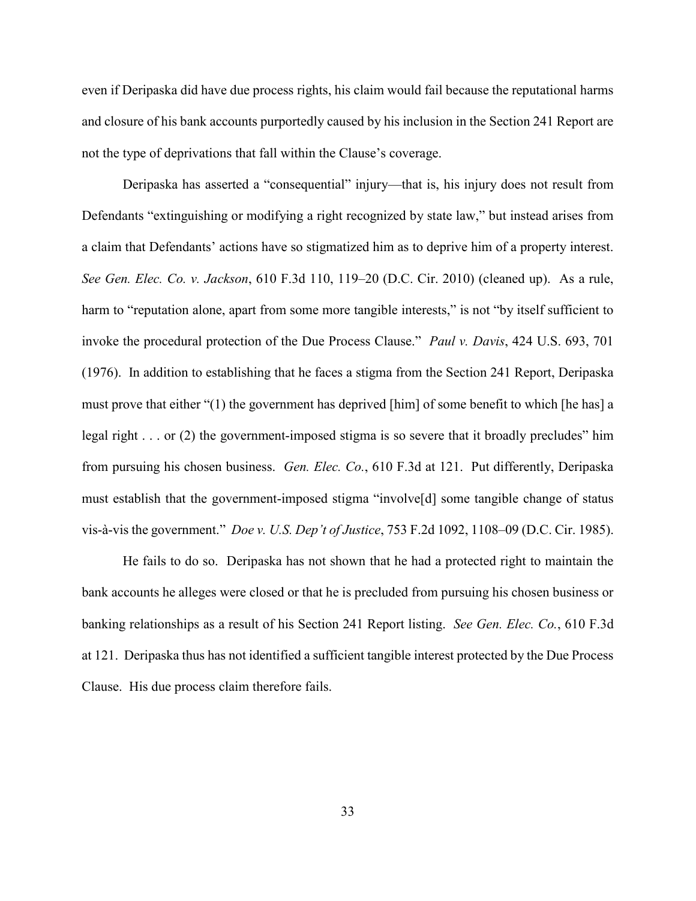even if Deripaska did have due process rights, his claim would fail because the reputational harms and closure of his bank accounts purportedly caused by his inclusion in the Section 241 Report are not the type of deprivations that fall within the Clause's coverage.

Deripaska has asserted a "consequential" injury—that is, his injury does not result from Defendants "extinguishing or modifying a right recognized by state law," but instead arises from a claim that Defendants' actions have so stigmatized him as to deprive him of a property interest. *See Gen. Elec. Co. v. Jackson*, 610 F.3d 110, 119–20 (D.C. Cir. 2010) (cleaned up). As a rule, harm to "reputation alone, apart from some more tangible interests," is not "by itself sufficient to invoke the procedural protection of the Due Process Clause." *Paul v. Davis*, 424 U.S. 693, 701 (1976). In addition to establishing that he faces a stigma from the Section 241 Report, Deripaska must prove that either "(1) the government has deprived [him] of some benefit to which [he has] a legal right . . . or (2) the government-imposed stigma is so severe that it broadly precludes" him from pursuing his chosen business. *Gen. Elec. Co.*, 610 F.3d at 121. Put differently, Deripaska must establish that the government-imposed stigma "involve[d] some tangible change of status vis-à-vis the government." *Doe v. U.S. Dep't of Justice*, 753 F.2d 1092, 1108–09 (D.C. Cir. 1985).

He fails to do so. Deripaska has not shown that he had a protected right to maintain the bank accounts he alleges were closed or that he is precluded from pursuing his chosen business or banking relationships as a result of his Section 241 Report listing. *See Gen. Elec. Co.*, 610 F.3d at 121. Deripaska thus has not identified a sufficient tangible interest protected by the Due Process Clause. His due process claim therefore fails.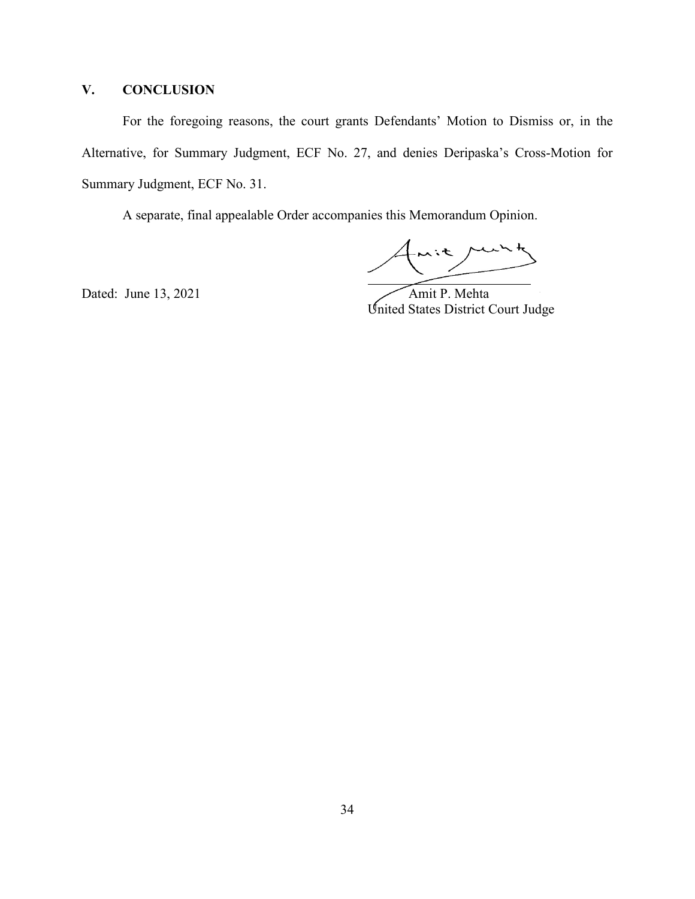## V. CONCLUSION

For the foregoing reasons, the court grants Defendants' Motion to Dismiss or, in the Alternative, for Summary Judgment, ECF No. 27, and denies Deripaska's Cross-Motion for Summary Judgment, ECF No. 31.

A separate, final appealable Order accompanies this Memorandum Opinion.

Dated: June 13, 2021

Amit P. Mehta
United States District Court Judge